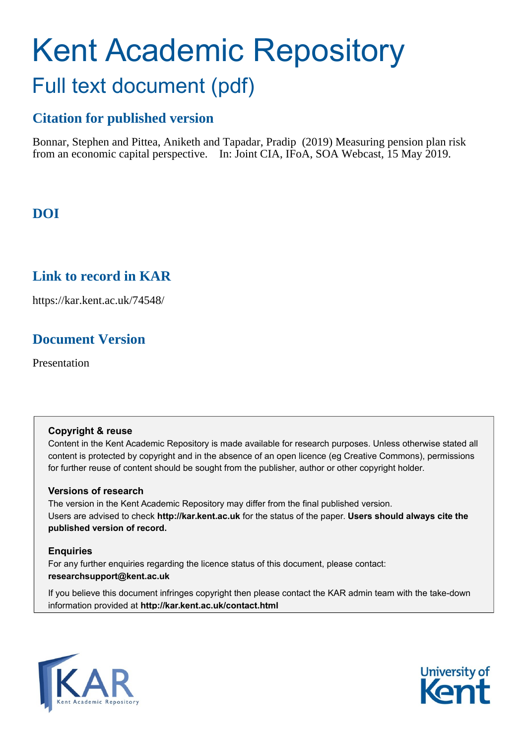# Kent Academic Repository

## Full text document (pdf)

## Citation for published version

Bonnar, Stephen and Pittea, Aniketh and Tapadar, Pradip (2019) Measuring pension plan risk from an economic capital perspective. In: Joint CIA, IFoA, SOA Webcast, 15 May 2019.

## DOI

## Link to record in KAR

https://kar.kent.ac.uk/74548/

## Document Version

Presentation

### Copyright & reuse

Content in the Kent Academic Repository is made available for research purposes. Unless otherwise stated all content is protected by copyright and in the absence of an open licence (eg Creative Commons), permissions for further reuse of content should be sought from the publisher, author or other copyright holder.

### Versions of research

The version in the Kent Academic Repository may differ from the final published version. Users are advised to check **http://kar.kent.ac.uk** for the status of the paper. **Users should always cite the published version of record.**

### Enquiries

For any further enquiries regarding the licence status of this document, please contact: **researchsupport@kent.ac.uk**

If you believe this document infringes copyright then please contact the KAR admin team with the take-down information provided at **http://kar.kent.ac.uk/contact.html**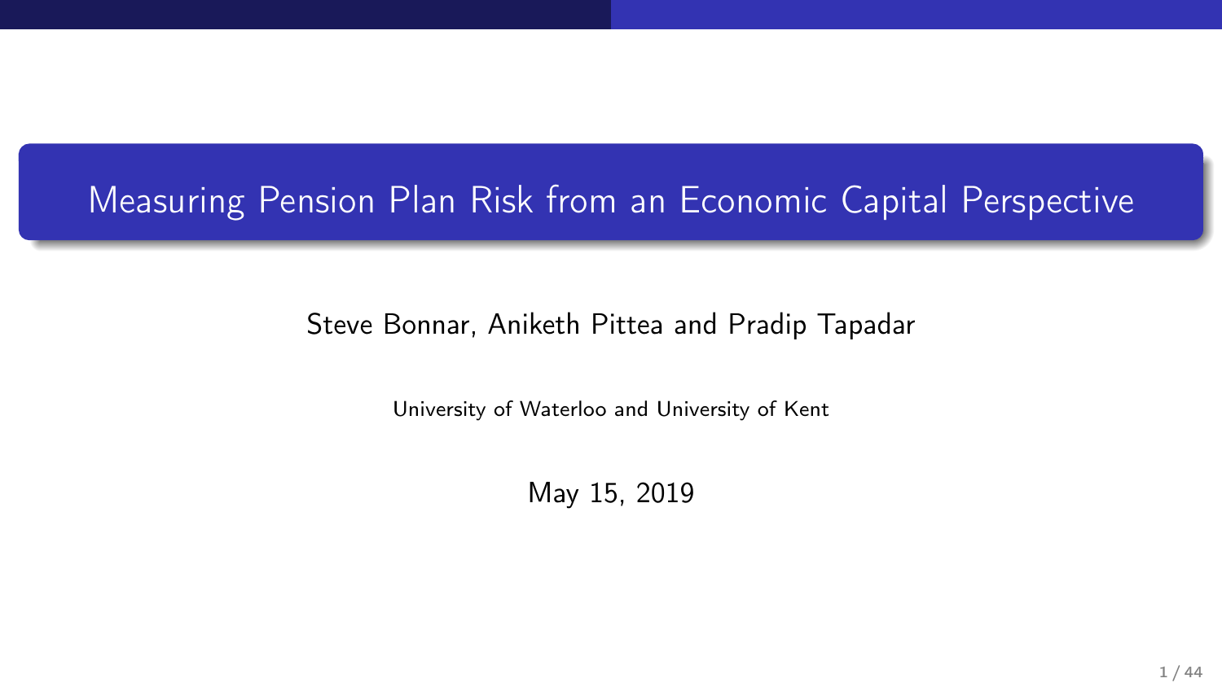# Measuring Pension Plan Risk from an Economic Capital Perspective

Steve Bonnar, Aniketh Pittea and Pradip Tapadar

University of Waterloo and University of Kent

May 15, 2019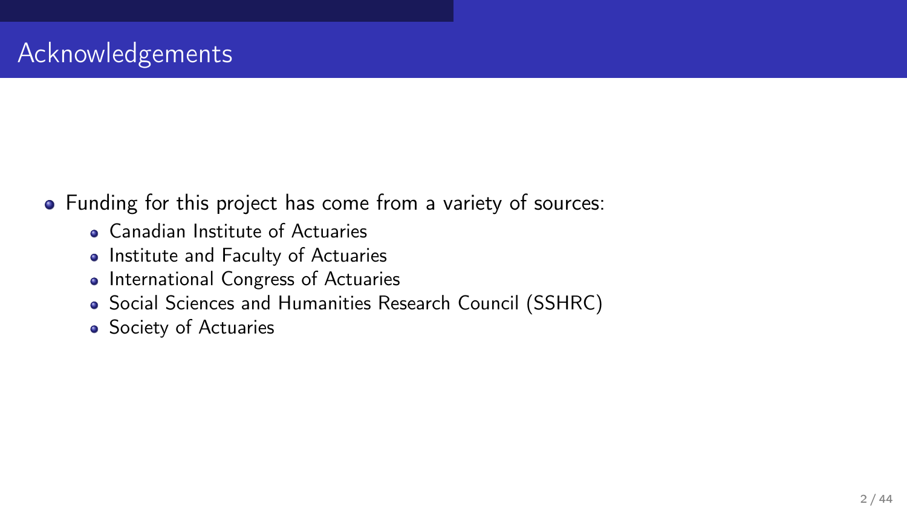# Acknowledgements

- Funding for this project has come from a variety of sources:
  - Canadian Institute of Actuaries
  - Institute and Faculty of Actuaries
  - International Congress of Actuaries
  - Social Sciences and Humanities Research Council (SSHRC)
  - Society of Actuaries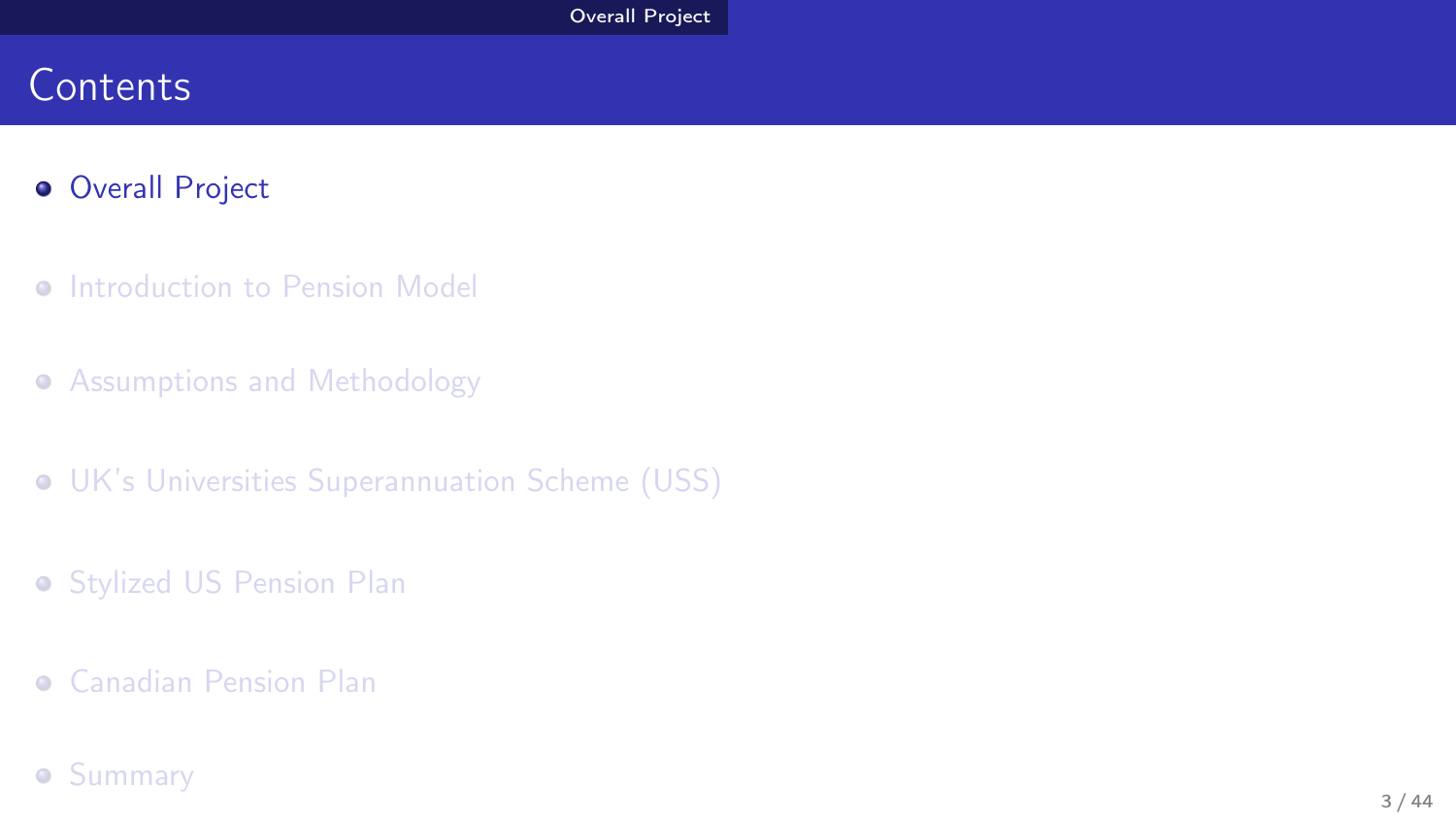# Contents

- Overall Project
- Introduction to Pension Model
- Assumptions and Methodology
- UK's Universities Superannuation Scheme (USS)
- Stylized US Pension Plan
- Canadian Pension Plan
- Summary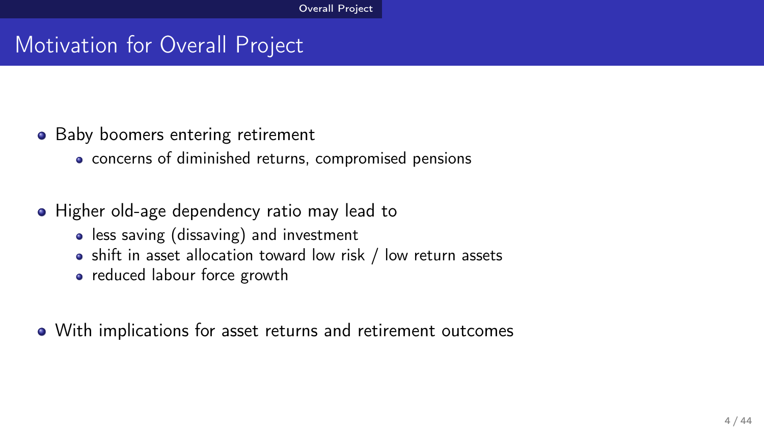# Motivation for Overall Project

- Baby boomers entering retirement
  - concerns of diminished returns, compromised pensions

- Higher old-age dependency ratio may lead to
  - less saving (dissaving) and investment
  - shift in asset allocation toward low risk / low return assets
  - reduced labour force growth

- With implications for asset returns and retirement outcomes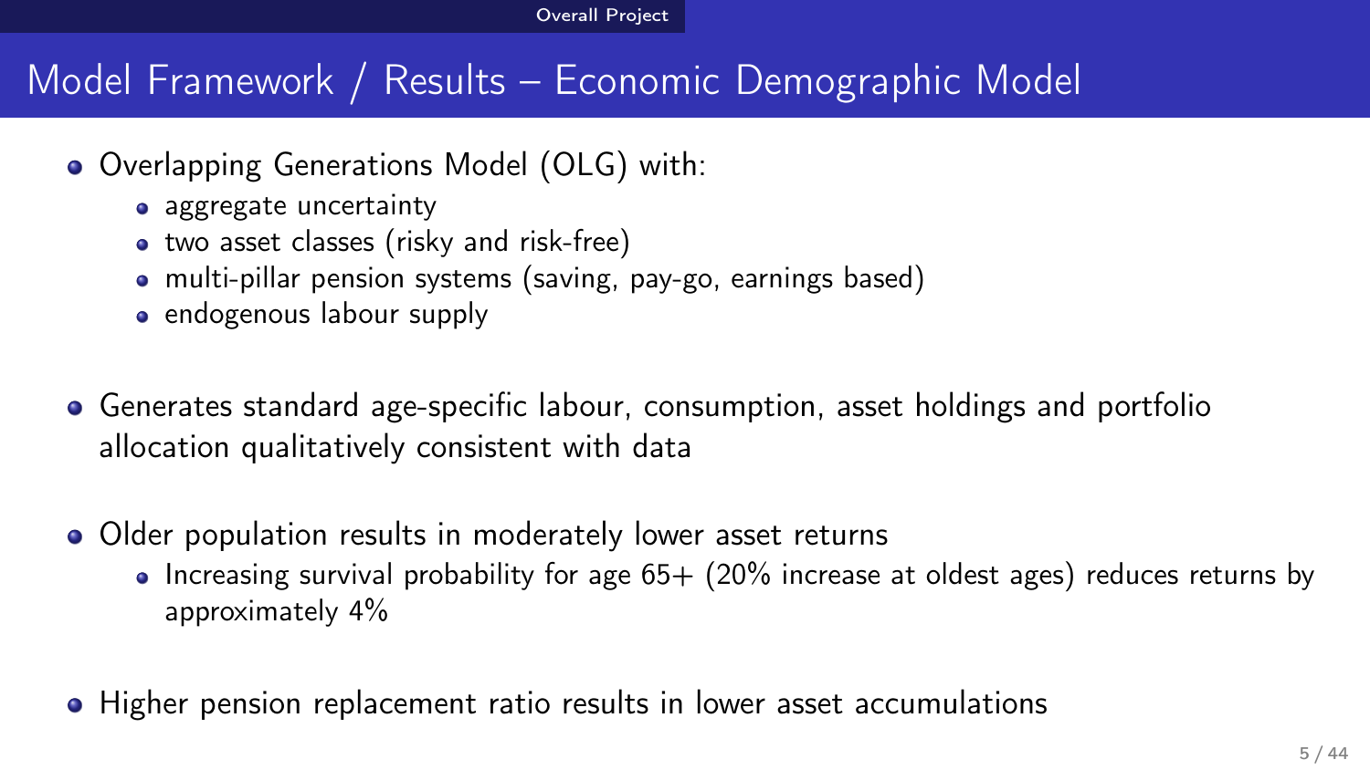# Model Framework / Results – Economic Demographic Model

- Overlapping Generations Model (OLG) with:
  - aggregate uncertainty
  - two asset classes (risky and risk-free)
  - multi-pillar pension systems (saving, pay-go, earnings based)
  - endogenous labour supply
- Generates standard age-specific labour, consumption, asset holdings and portfolio allocation qualitatively consistent with data
- Older population results in moderately lower asset returns
  - Increasing survival probability for age 65+ (20% increase at oldest ages) reduces returns by approximately 4%
- Higher pension replacement ratio results in lower asset accumulations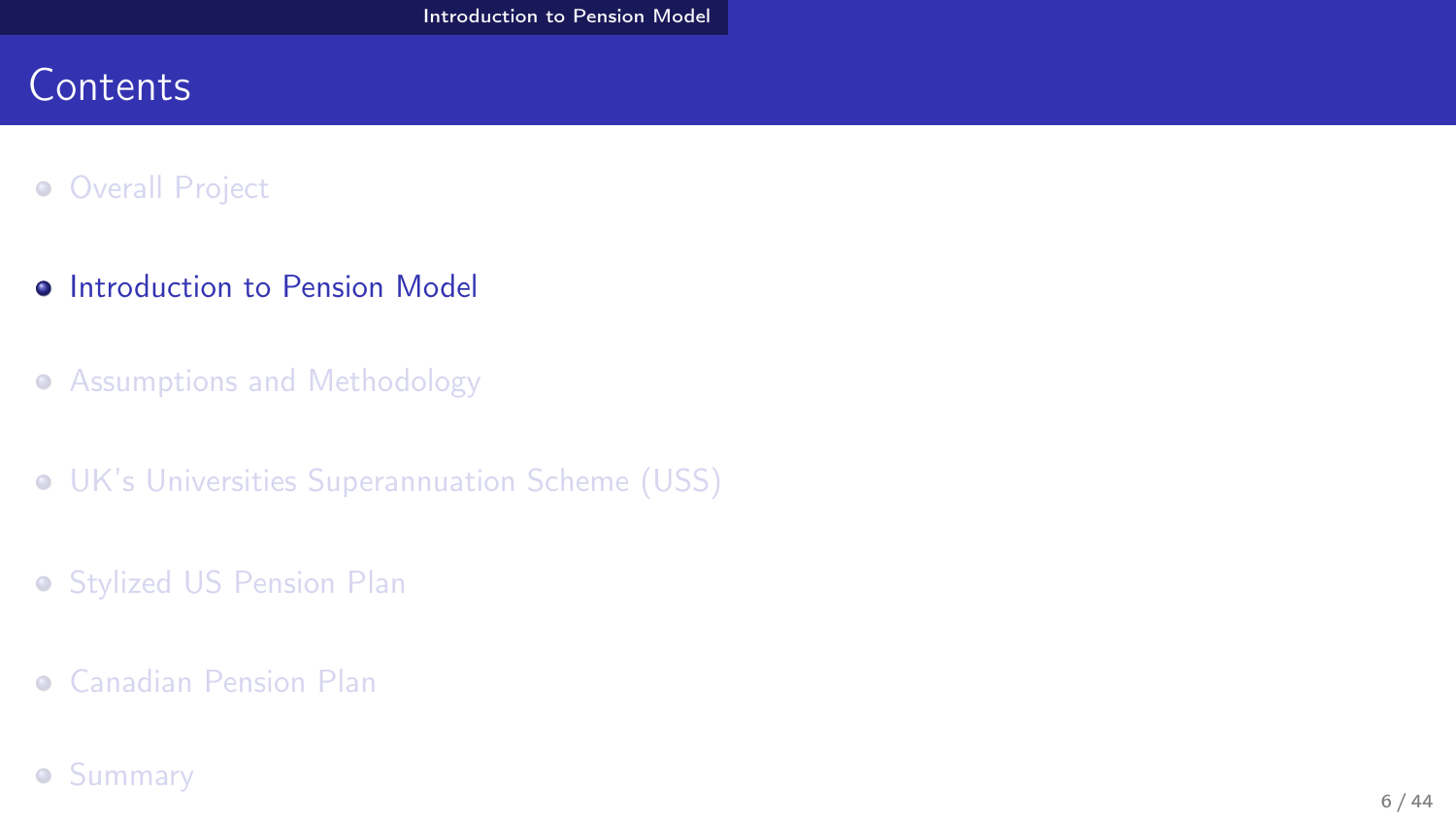# Contents

- Overall Project
- **Introduction to Pension Model**
- Assumptions and Methodology
- UK's Universities Superannuation Scheme (USS)
- Stylized US Pension Plan
- Canadian Pension Plan
- Summary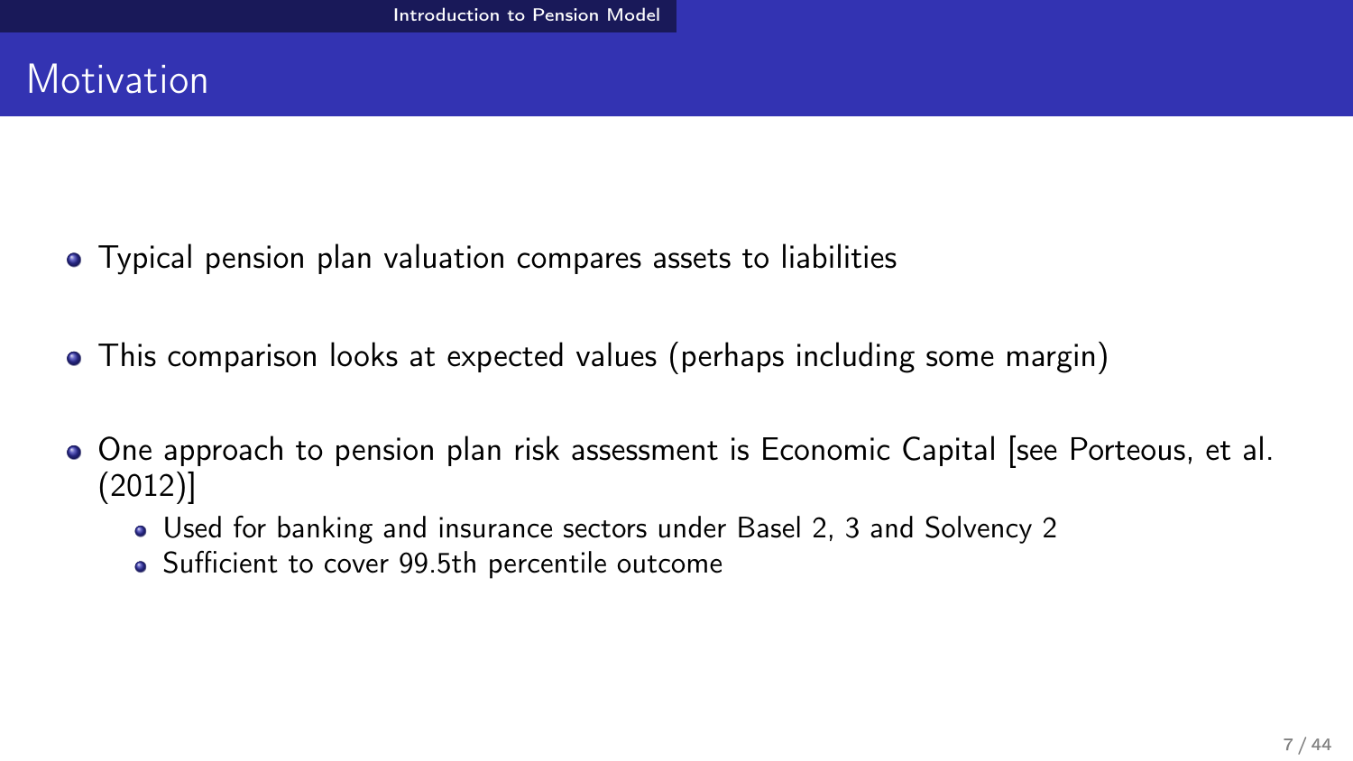# Motivation

- Typical pension plan valuation compares assets to liabilities
- This comparison looks at expected values (perhaps including some margin)
- One approach to pension plan risk assessment is Economic Capital [see Porteous, et al. (2012)]
  - Used for banking and insurance sectors under Basel 2, 3 and Solvency 2
  - Sufficient to cover 99.5th percentile outcome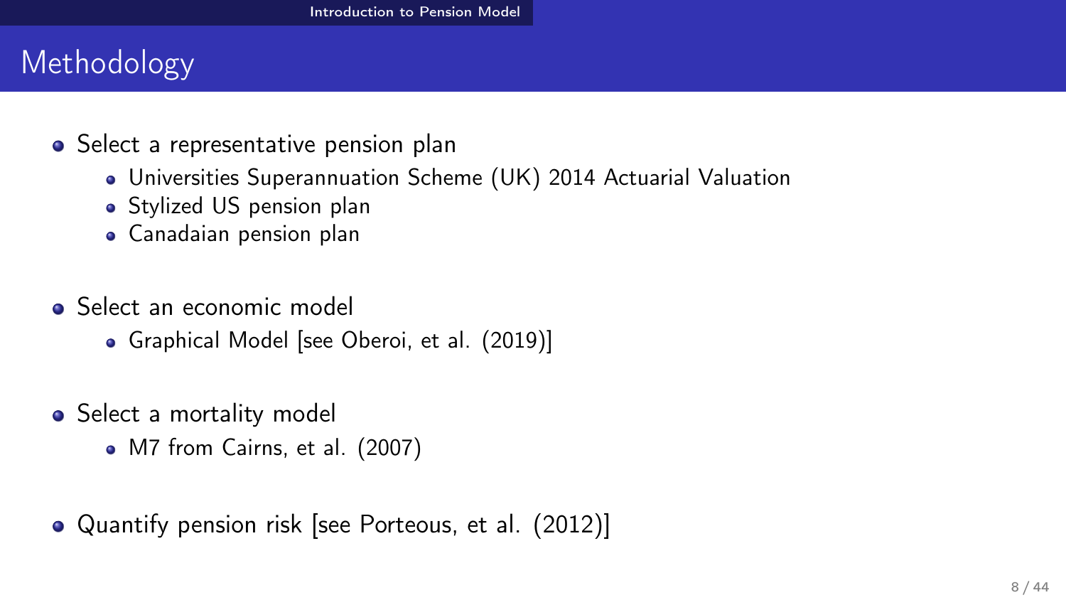# Methodology

- Select a representative pension plan
  - Universities Superannuation Scheme (UK) 2014 Actuarial Valuation
  - Stylized US pension plan
  - Canadaian pension plan
- Select an economic model
  - Graphical Model [see Oberoi, et al. (2019)]
- Select a mortality model
  - M7 from Cairns, et al. (2007)
- Quantify pension risk [see Porteous, et al. (2012)]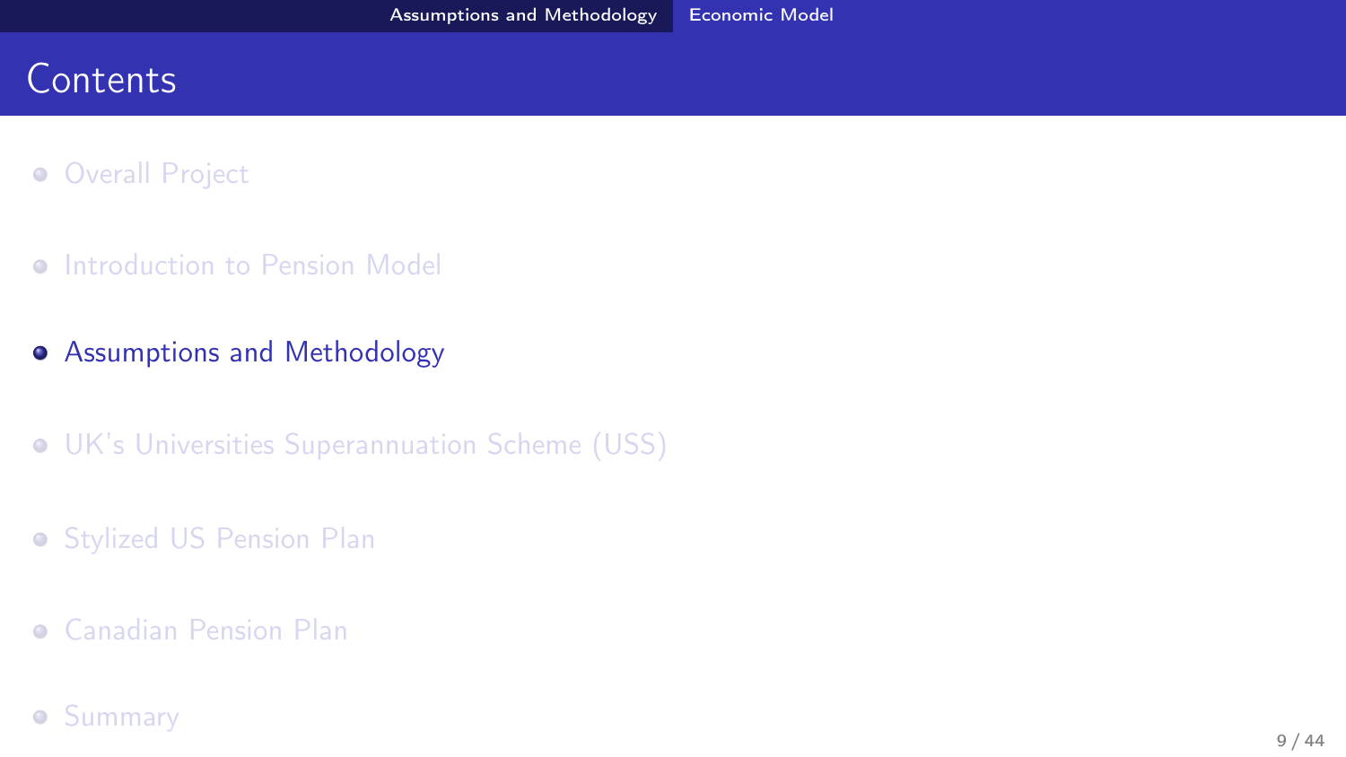# Contents

- Overall Project
- Introduction to Pension Model
- **Assumptions and Methodology**
- UK's Universities Superannuation Scheme (USS)
- Stylized US Pension Plan
- Canadian Pension Plan
- Summary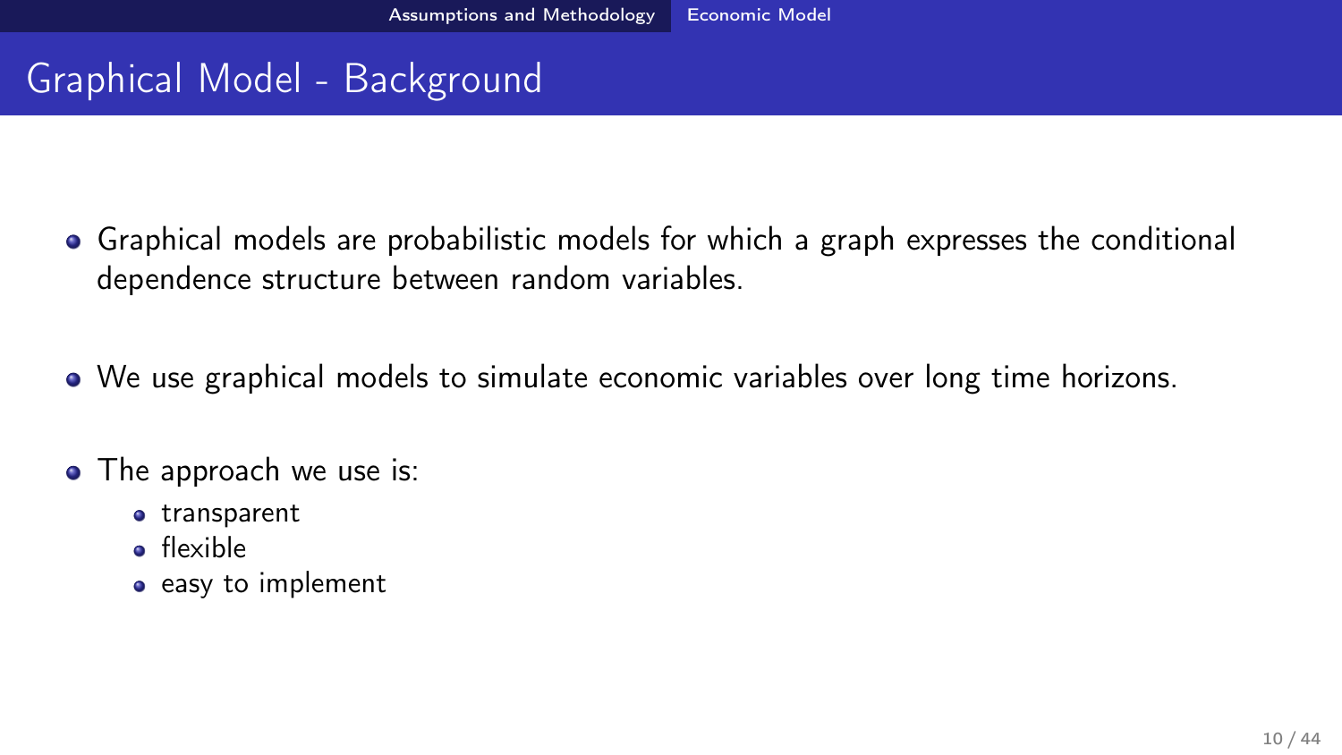# Graphical Model - Background

- Graphical models are probabilistic models for which a graph expresses the conditional dependence structure between random variables.
- We use graphical models to simulate economic variables over long time horizons.
- The approach we use is:
  - transparent
  - flexible
  - easy to implement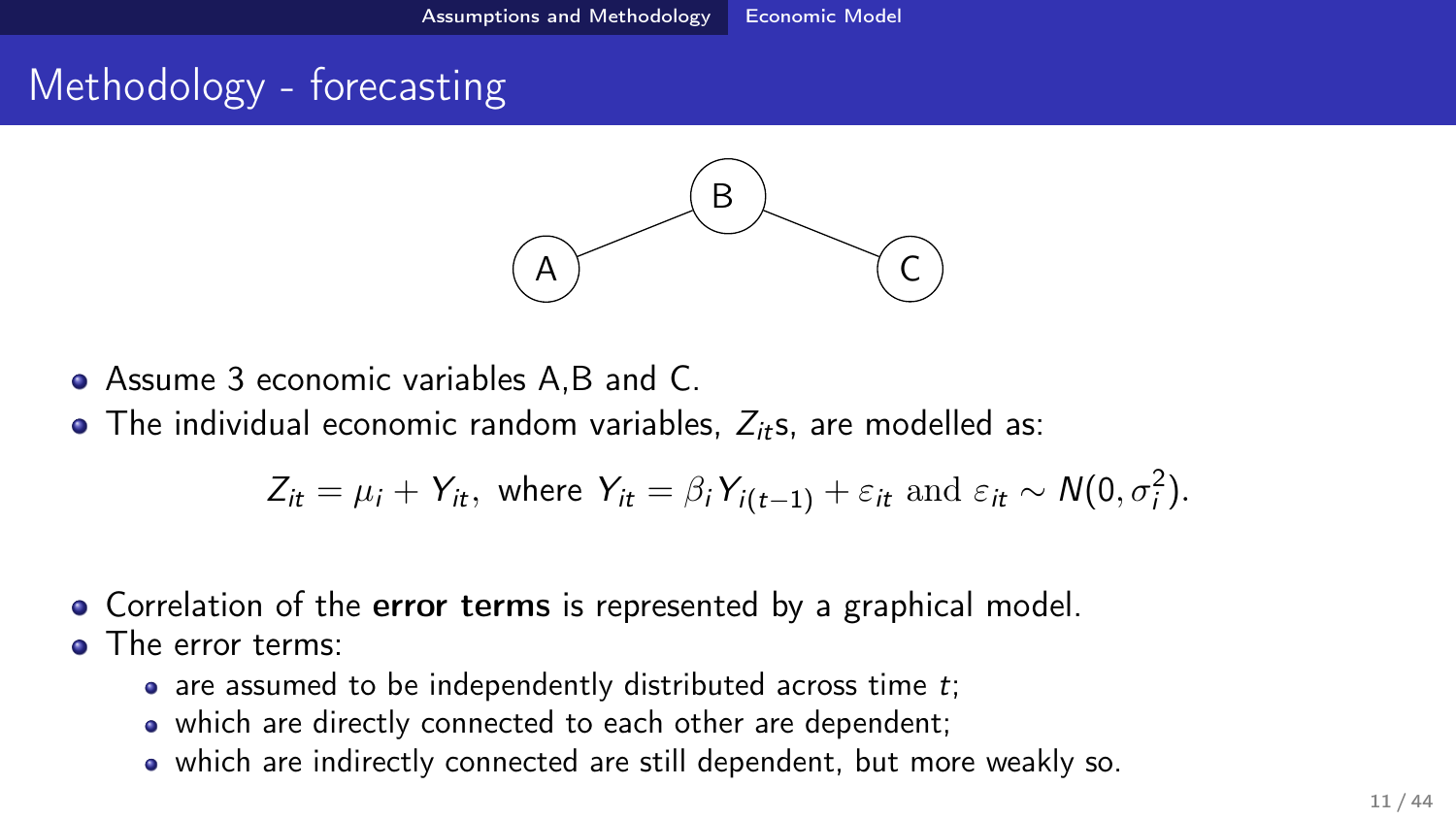# Methodology - forecasting

- Assume 3 economic variables A,B and C.
- The individual economic random variables, $Z_{it}$s, are modelled as:

$$Z_{it} = \mu_i + Y_{it}, \text{ where } Y_{it} = \beta_i Y_{i(t-1)} + \varepsilon_{it} \text{ and } \varepsilon_{it} \sim N(0, \sigma_i^2).$$

- Correlation of the **error terms** is represented by a graphical model.
- The error terms:
  - are assumed to be independently distributed across time $t$;
  - which are directly connected to each other are dependent;
  - which are indirectly connected are still dependent, but more weakly so.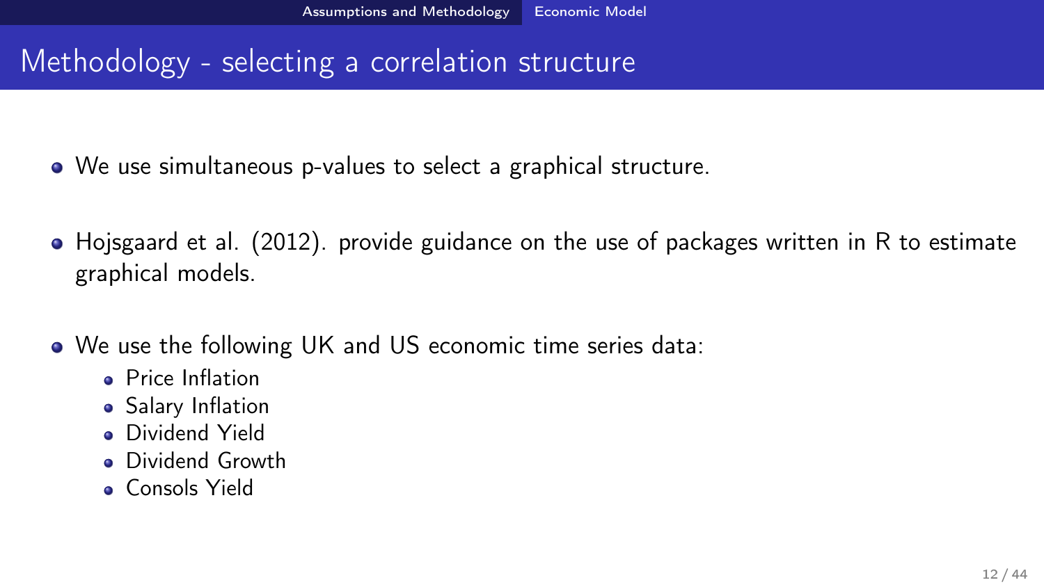# Methodology - selecting a correlation structure

- We use simultaneous p-values to select a graphical structure.
- Hojsgaard et al. (2012). provide guidance on the use of packages written in R to estimate graphical models.
- We use the following UK and US economic time series data:
  - Price Inflation
  - Salary Inflation
  - Dividend Yield
  - Dividend Growth
  - Consols Yield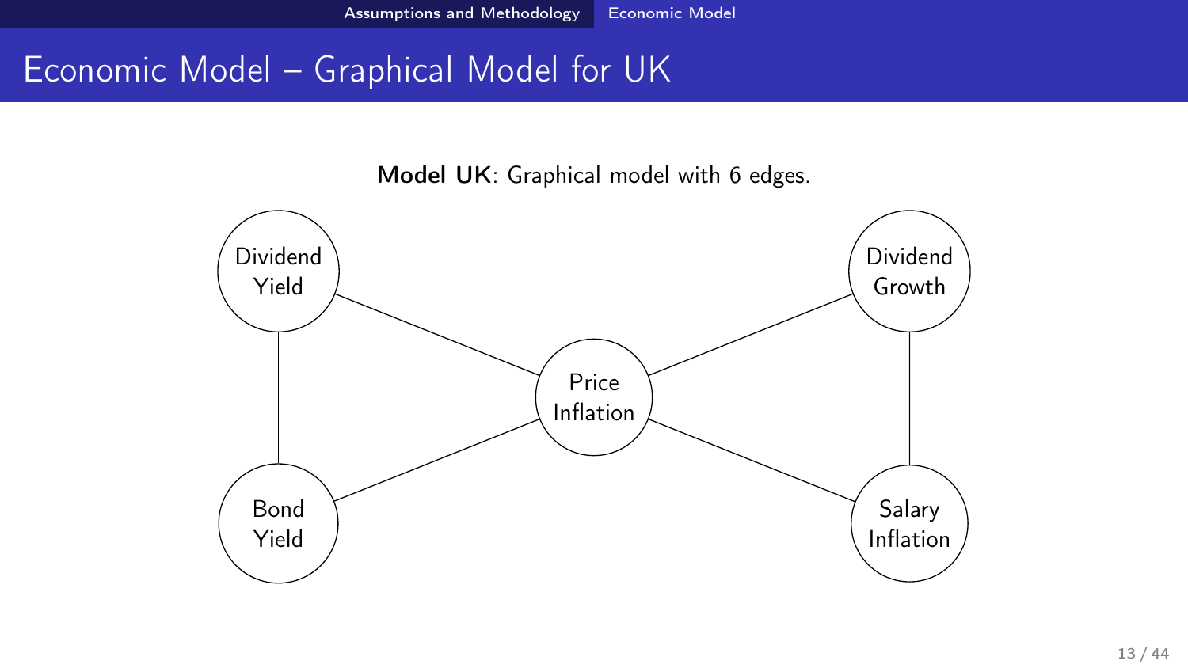# Economic Model – Graphical Model for UK

**Model UK**: Graphical model with 6 edges.

Dividend Yield

Dividend Growth

Price Inflation

Bond Yield

Salary Inflation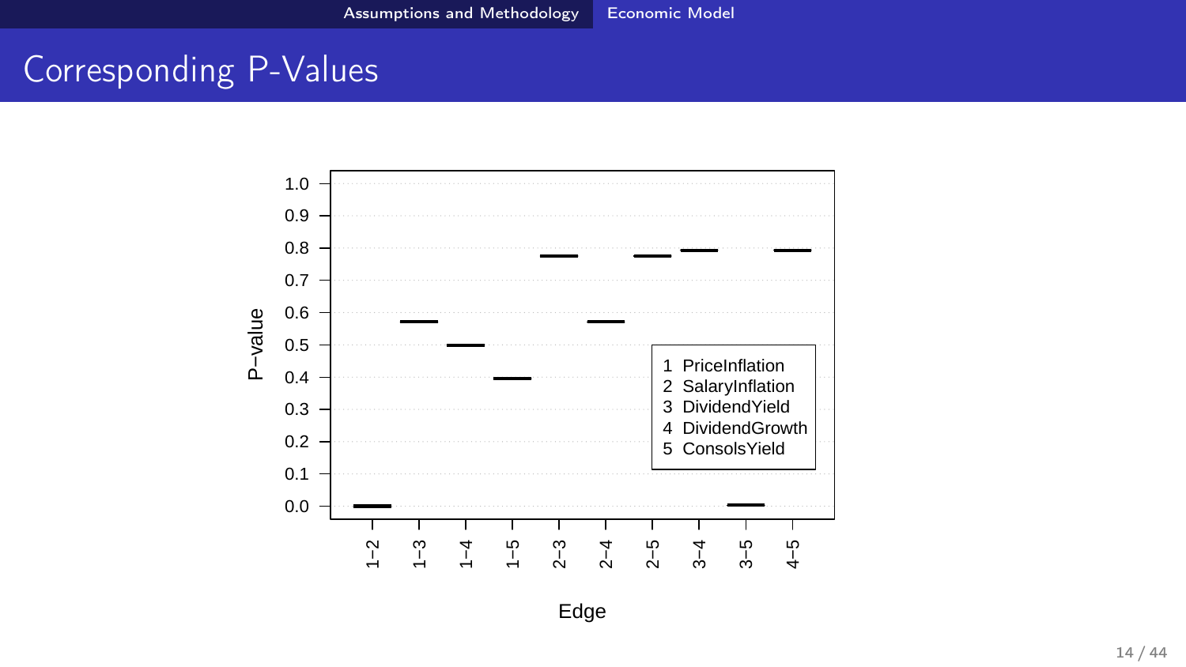# Corresponding P-Values

| Edge | P-value |
| --- | --- |
| 1–2 | 0.00 |
| 1–3 | 0.57 |
| 1–4 | 0.50 |
| 1–5 | 0.40 |
| 2–3 | 0.78 |
| 2–4 | 0.57 |
| 2–5 | 0.78 |
| 3–4 | 0.79 |
| 3–5 | 0.00 |
| 4–5 | 0.79 |

1 PriceInflation
2 SalaryInflation
3 DividendYield
4 DividendGrowth
5 ConsolsYield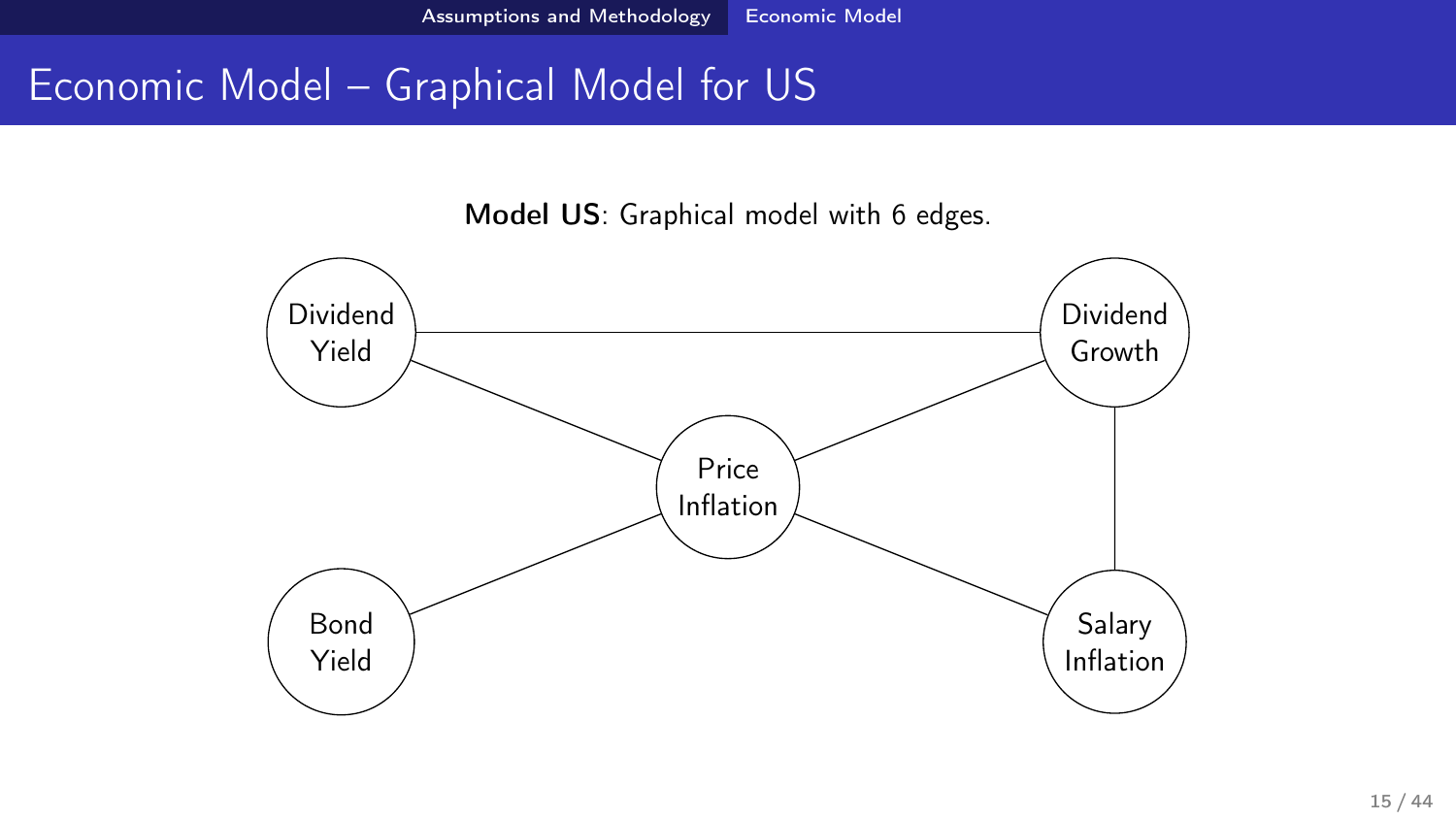# Economic Model – Graphical Model for US

**Model US**: Graphical model with 6 edges.

Dividend Yield

Dividend Growth

Price Inflation

Bond Yield

Salary Inflation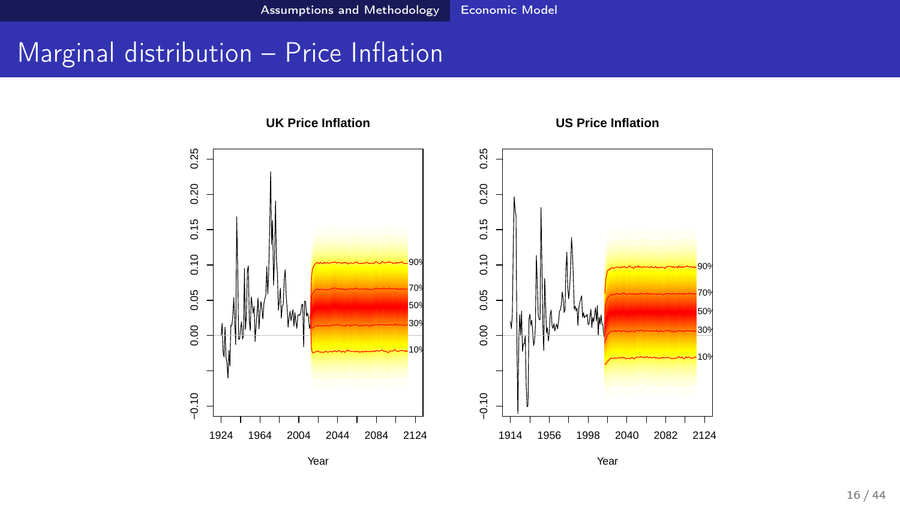# Marginal distribution – Price Inflation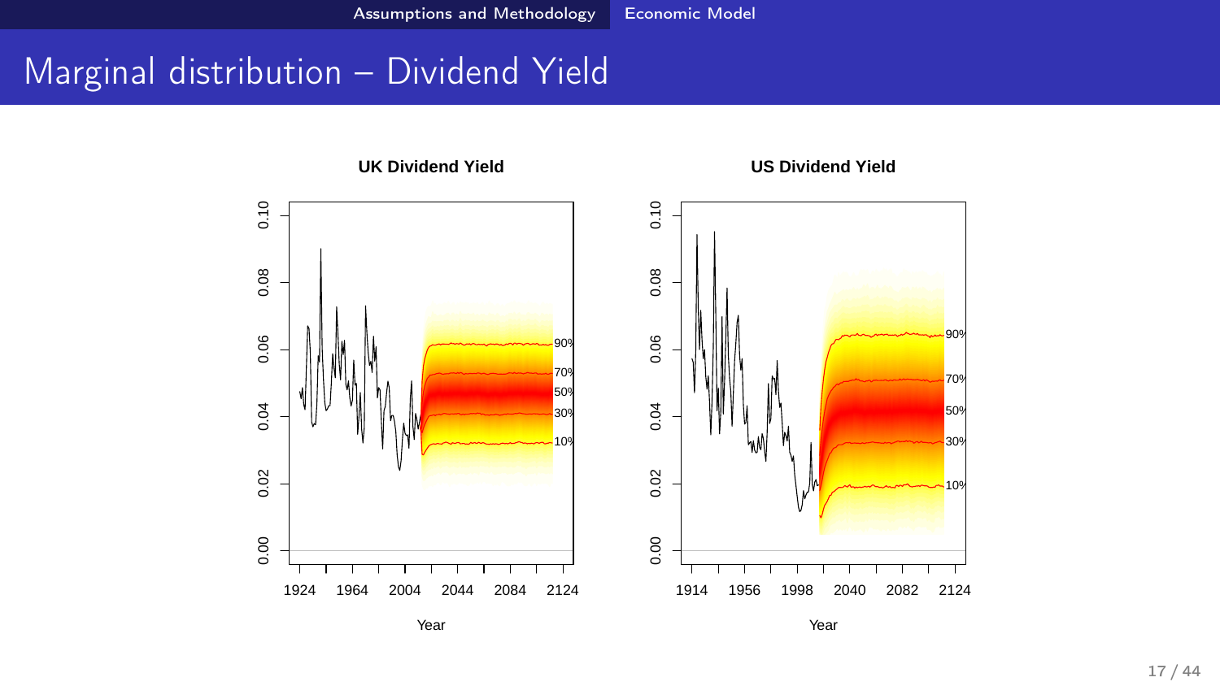# Marginal distribution – Dividend Yield

**UK Dividend Yield**

**US Dividend Yield**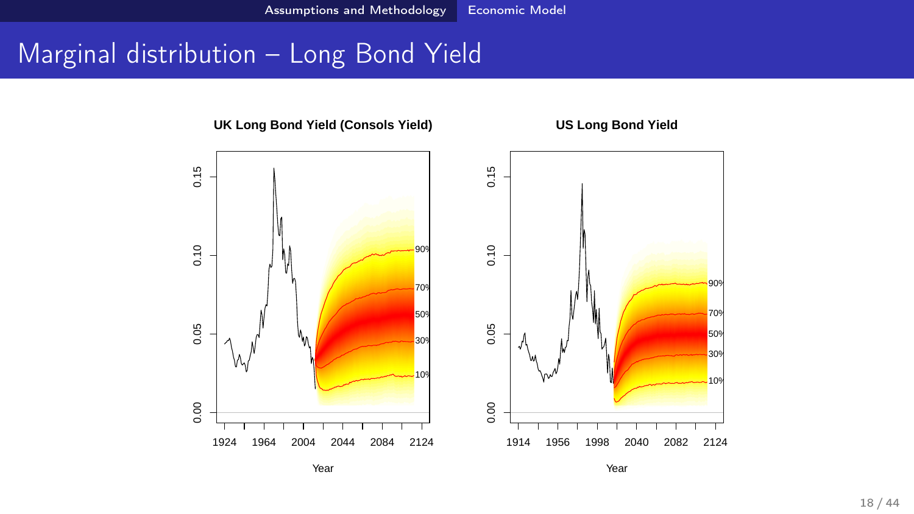# Marginal distribution – Long Bond Yield

**UK Long Bond Yield (Consols Yield)**

**US Long Bond Yield**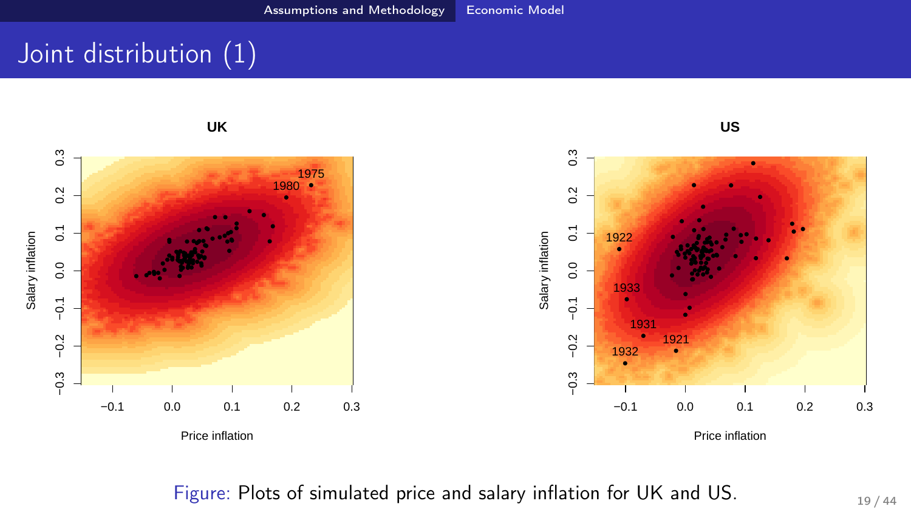# Joint distribution (1)

Figure: Plots of simulated price and salary inflation for UK and US.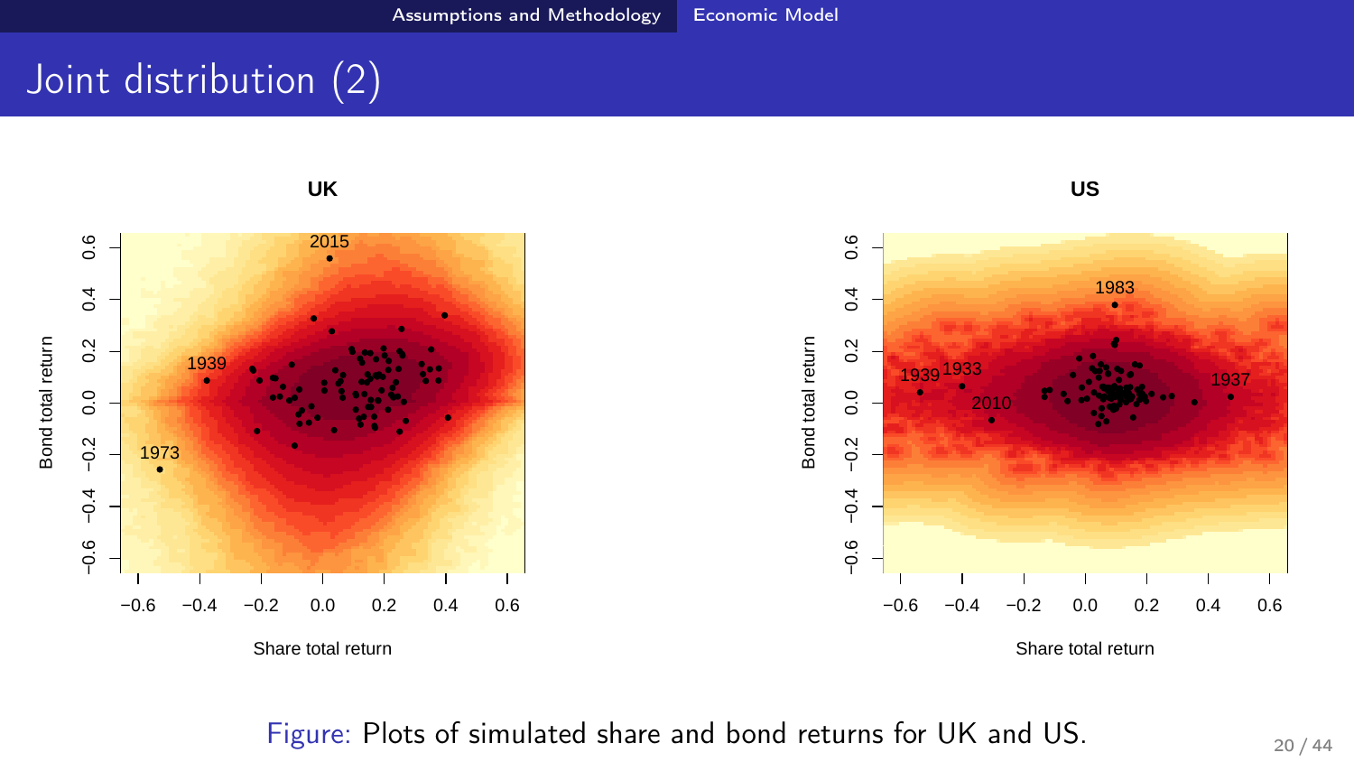# Joint distribution (2)

Figure: Plots of simulated share and bond returns for UK and US.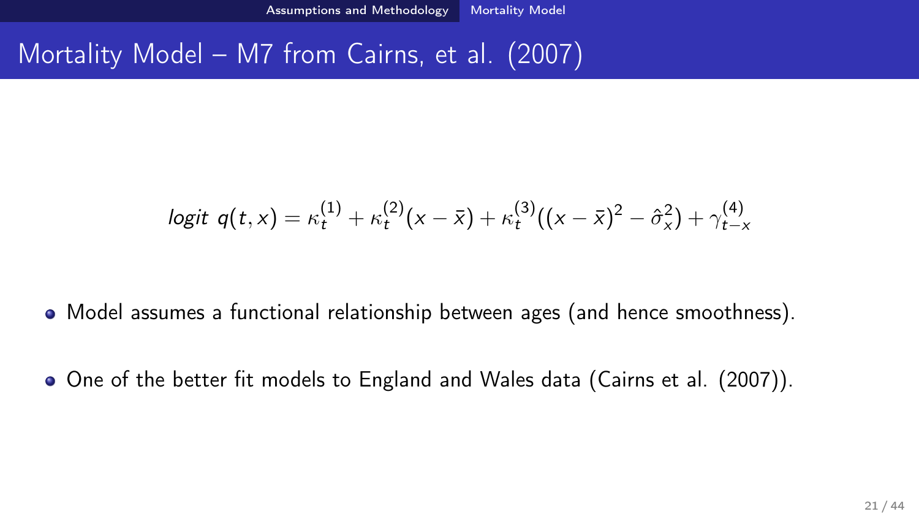# Mortality Model – M7 from Cairns, et al. (2007)

$$logit\ q(t,x) = \kappa_t^{(1)} + \kappa_t^{(2)}(x-\bar{x}) + \kappa_t^{(3)}((x-\bar{x})^2 - \hat{\sigma}_x^2) + \gamma_{t-x}^{(4)}$$

- Model assumes a functional relationship between ages (and hence smoothness).
- One of the better fit models to England and Wales data (Cairns et al. (2007)).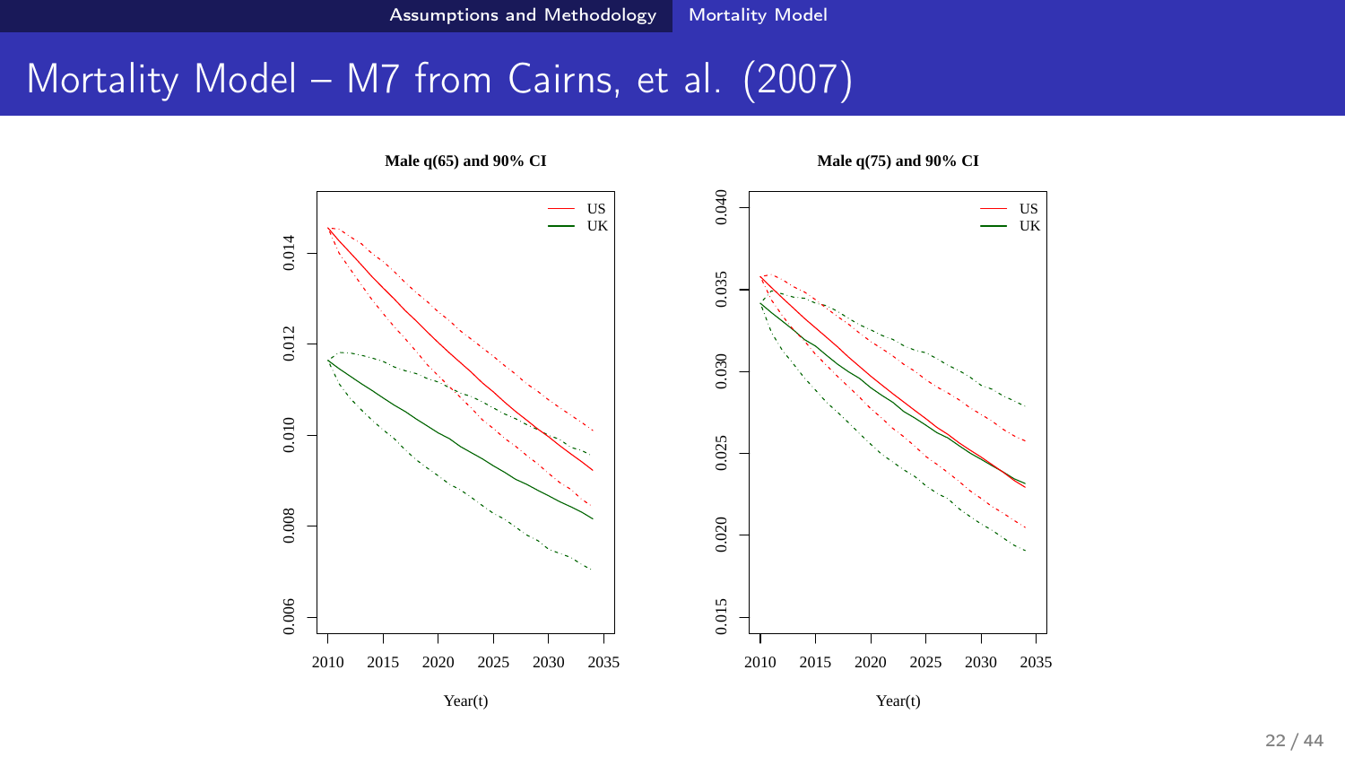# Mortality Model – M7 from Cairns, et al. (2007)

**Male q(65) and 90% CI**

**Male q(75) and 90% CI**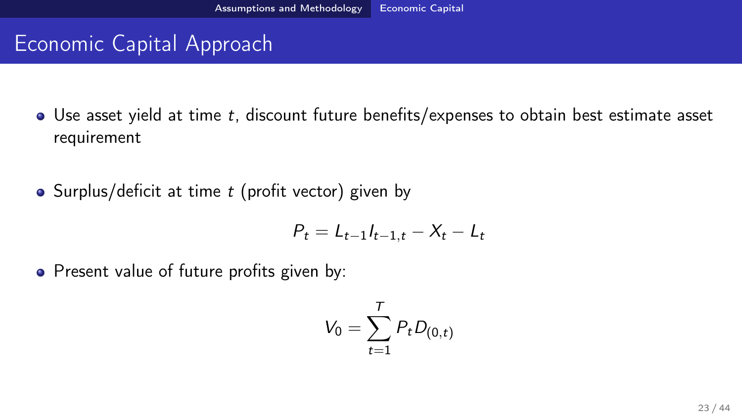# Economic Capital Approach

- Use asset yield at time $t$, discount future benefits/expenses to obtain best estimate asset requirement
- Surplus/deficit at time $t$ (profit vector) given by

$$P_t = L_{t-1} I_{t-1,t} - X_t - L_t$$

- Present value of future profits given by:

$$V_0 = \sum_{t=1}^{T} P_t D_{(0,t)}$$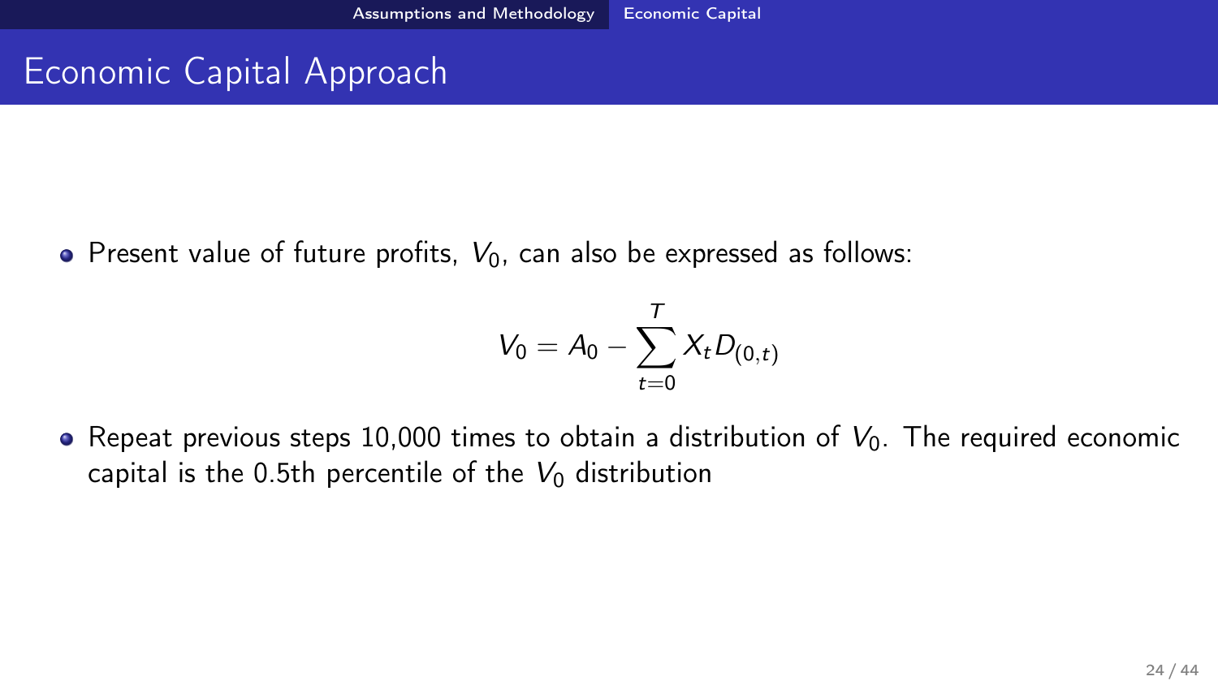# Economic Capital Approach

- Present value of future profits, $V_0$, can also be expressed as follows:

$$V_0 = A_0 - \sum_{t=0}^{T} X_t D_{(0,t)}$$

- Repeat previous steps 10,000 times to obtain a distribution of $V_0$. The required economic capital is the 0.5th percentile of the $V_0$ distribution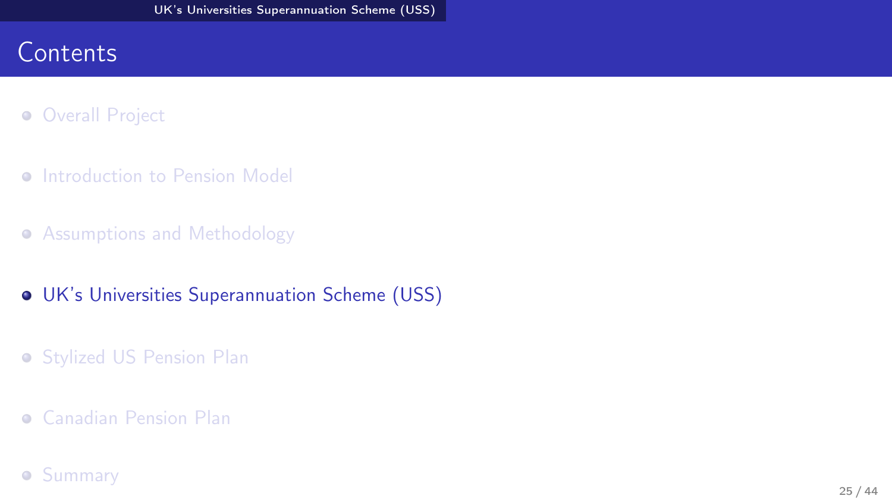# Contents

- Overall Project
- Introduction to Pension Model
- Assumptions and Methodology
- UK's Universities Superannuation Scheme (USS)
- Stylized US Pension Plan
- Canadian Pension Plan
- Summary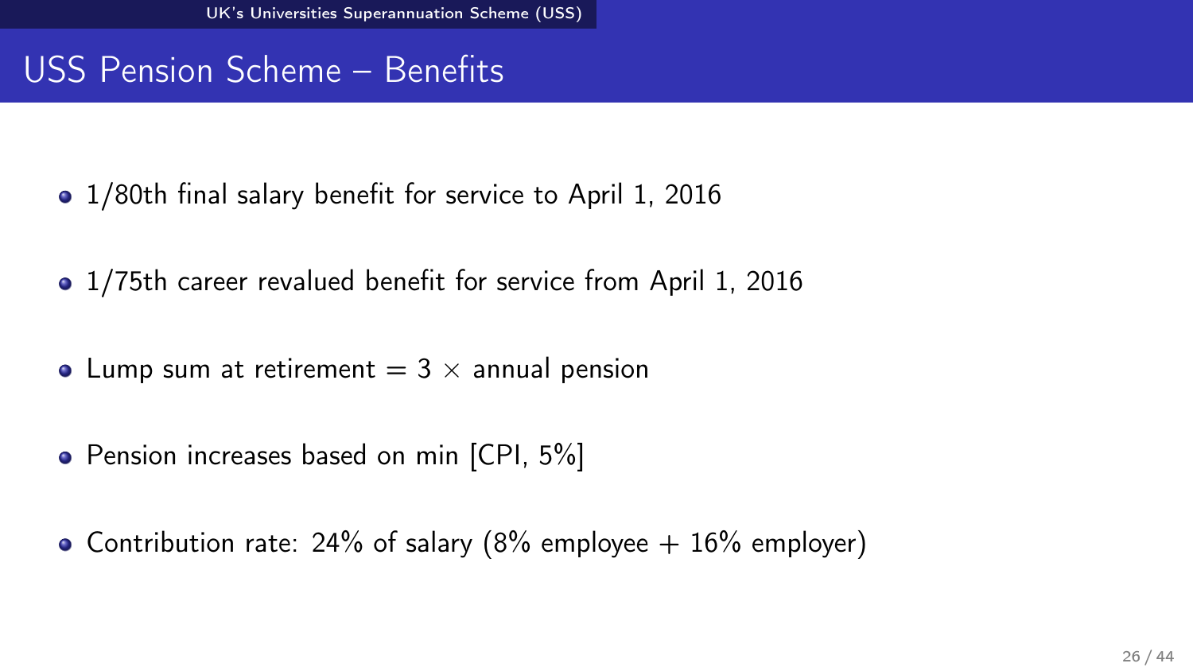## USS Pension Scheme – Benefits

- 1/80th final salary benefit for service to April 1, 2016
- 1/75th career revalued benefit for service from April 1, 2016
- Lump sum at retirement = 3 $\times$ annual pension
- Pension increases based on min [CPI, 5%]
- Contribution rate: 24% of salary (8% employee + 16% employer)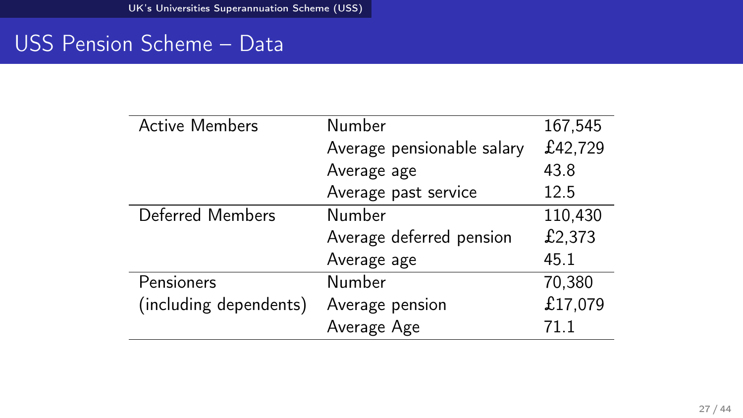## USS Pension Scheme – Data

| | | |
|---|---|---|
| Active Members | Number | 167,545 |
| | Average pensionable salary | £42,729 |
| | Average age | 43.8 |
| | Average past service | 12.5 |
| Deferred Members | Number | 110,430 |
| | Average deferred pension | £2,373 |
| | Average age | 45.1 |
| Pensioners (including dependents) | Number | 70,380 |
| | Average pension | £17,079 |
| | Average Age | 71.1 |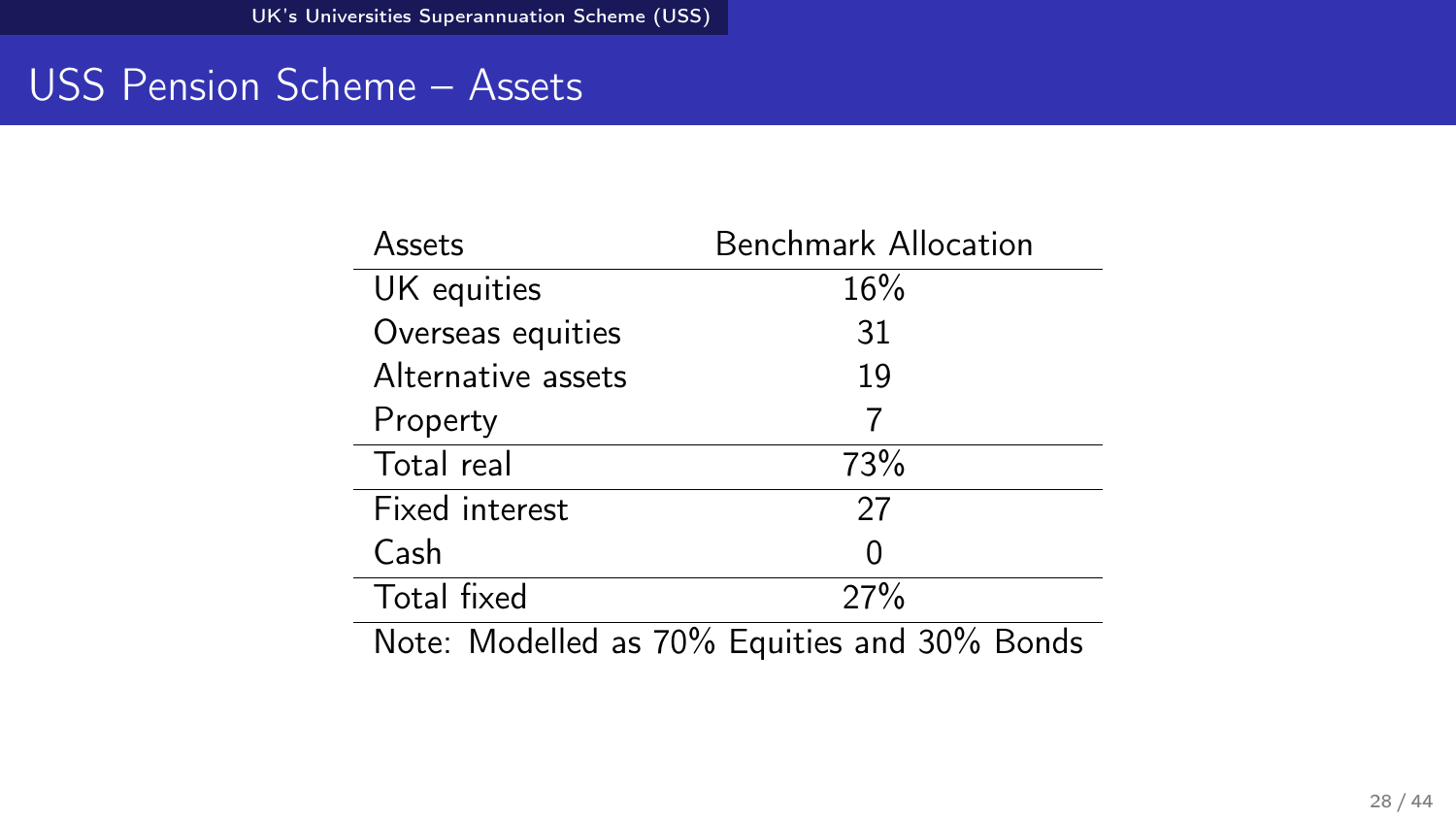# USS Pension Scheme – Assets

| Assets | Benchmark Allocation |
|---|---|
| UK equities | 16% |
| Overseas equities | 31 |
| Alternative assets | 19 |
| Property | 7 |
| Total real | 73% |
| Fixed interest | 27 |
| Cash | 0 |
| Total fixed | 27% |

Note: Modelled as 70% Equities and 30% Bonds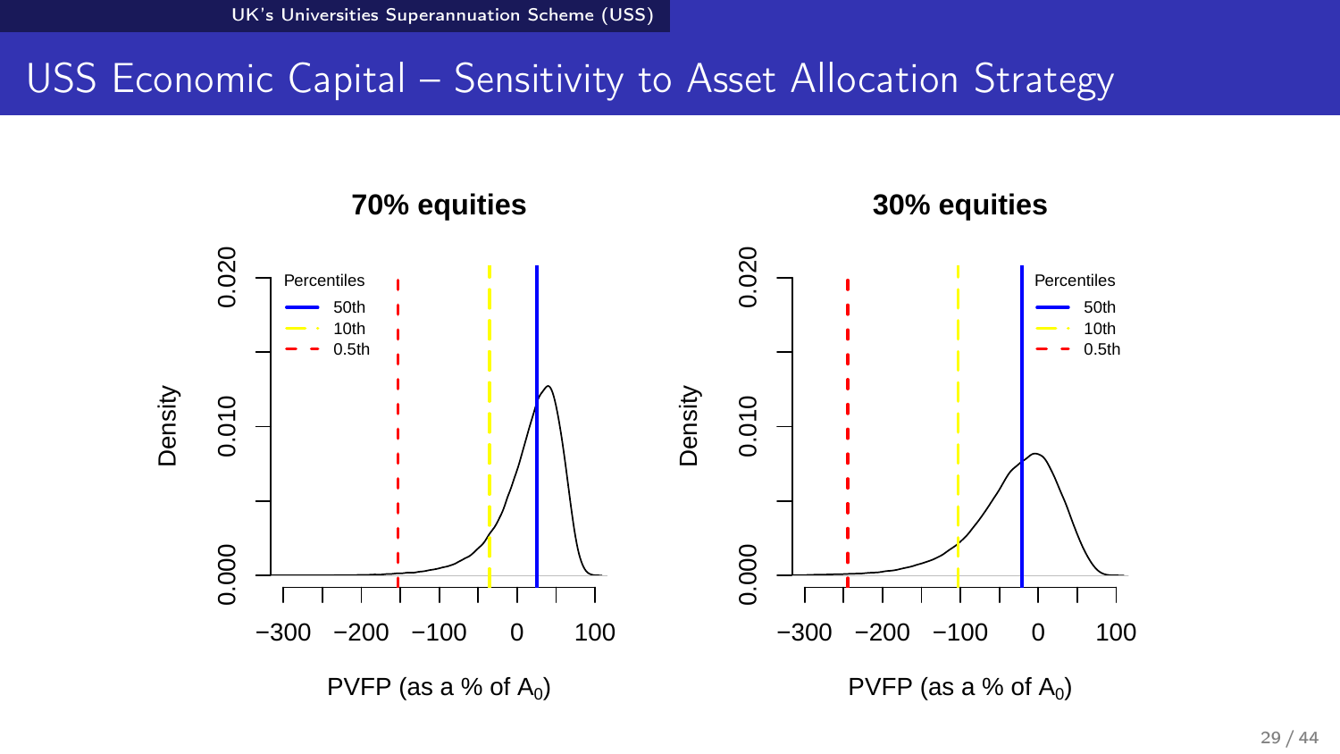# USS Economic Capital – Sensitivity to Asset Allocation Strategy

**70% equities**

Percentiles: 50th, 10th, 0.5th

Density

PVFP (as a % of $A_0$)

**30% equities**

Percentiles: 50th, 10th, 0.5th

Density

PVFP (as a % of $A_0$)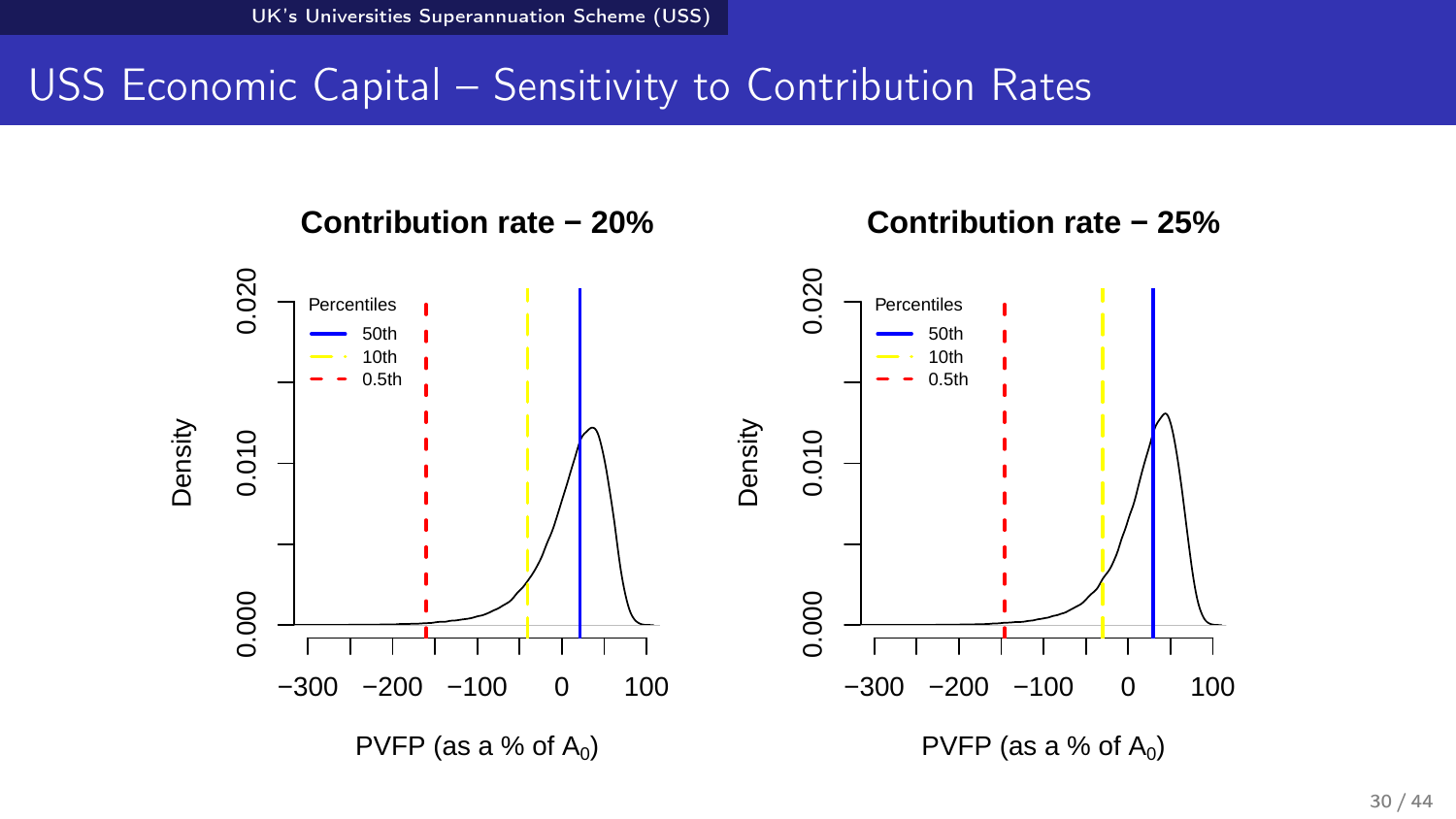# USS Economic Capital – Sensitivity to Contribution Rates

**Contribution rate − 20%**

Percentiles
- 50th
- 10th
- 0.5th

Density

PVFP (as a % of $A_0$)

**Contribution rate − 25%**

Percentiles
- 50th
- 10th
- 0.5th

Density

PVFP (as a % of $A_0$)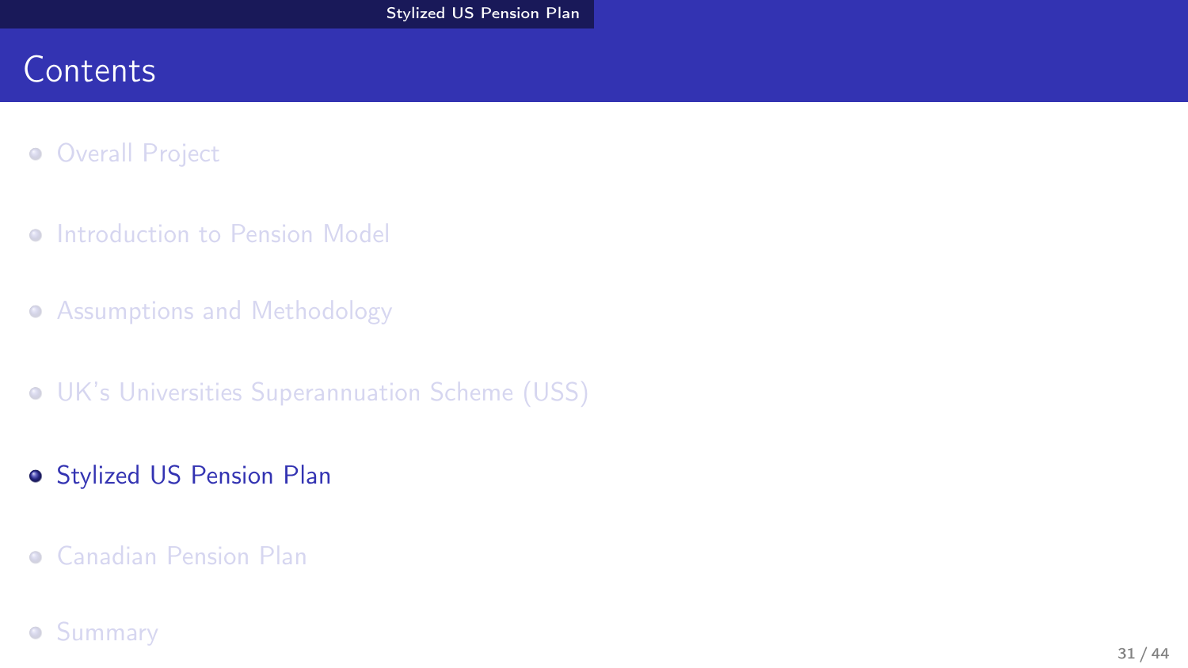# Contents

- Overall Project
- Introduction to Pension Model
- Assumptions and Methodology
- UK's Universities Superannuation Scheme (USS)
- Stylized US Pension Plan
- Canadian Pension Plan
- Summary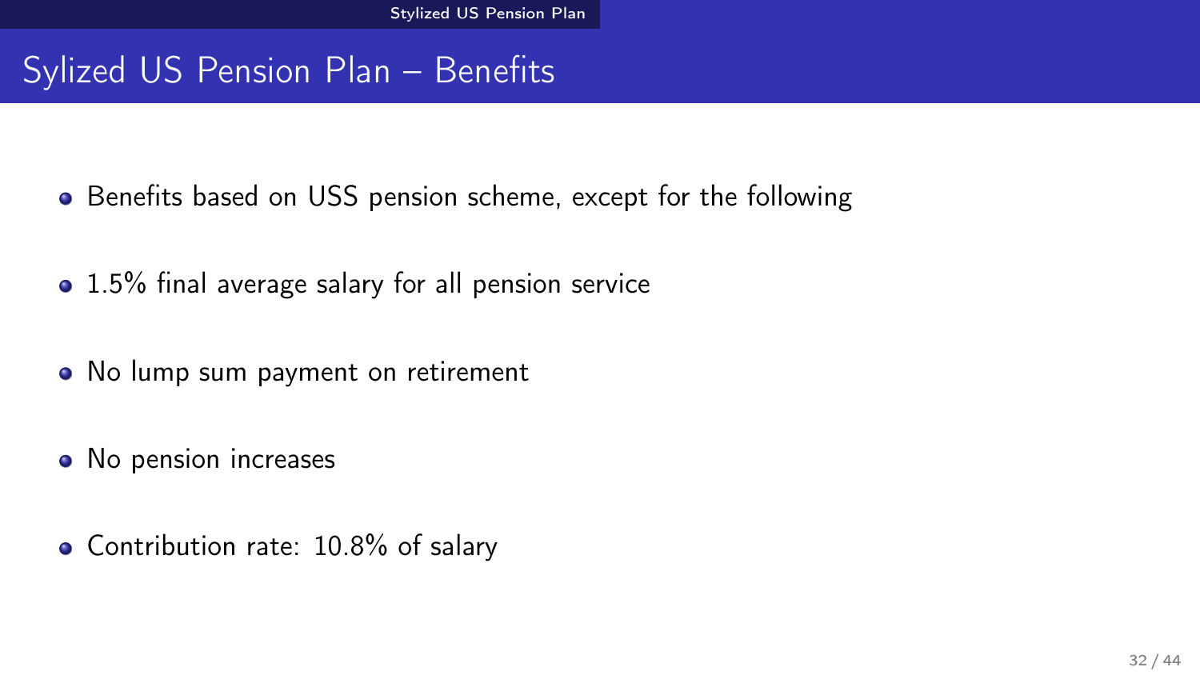# Sylized US Pension Plan – Benefits

- Benefits based on USS pension scheme, except for the following
- 1.5% final average salary for all pension service
- No lump sum payment on retirement
- No pension increases
- Contribution rate: 10.8% of salary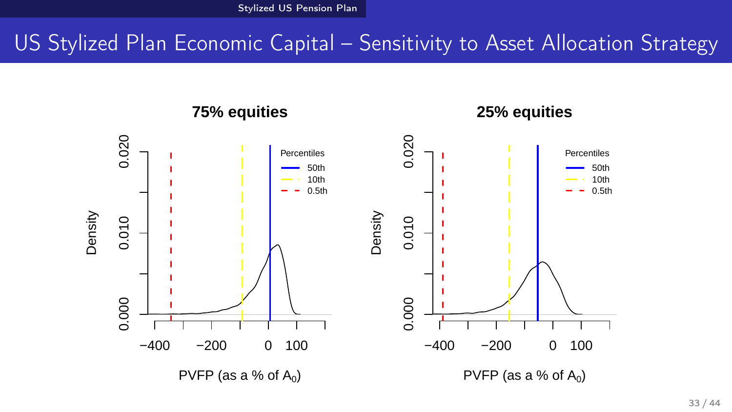# US Stylized Plan Economic Capital – Sensitivity to Asset Allocation Strategy

**75% equities**

Density

Percentiles: 50th, 10th, 0.5th

PVFP (as a % of $A_0$)

**25% equities**

Density

Percentiles: 50th, 10th, 0.5th

PVFP (as a % of $A_0$)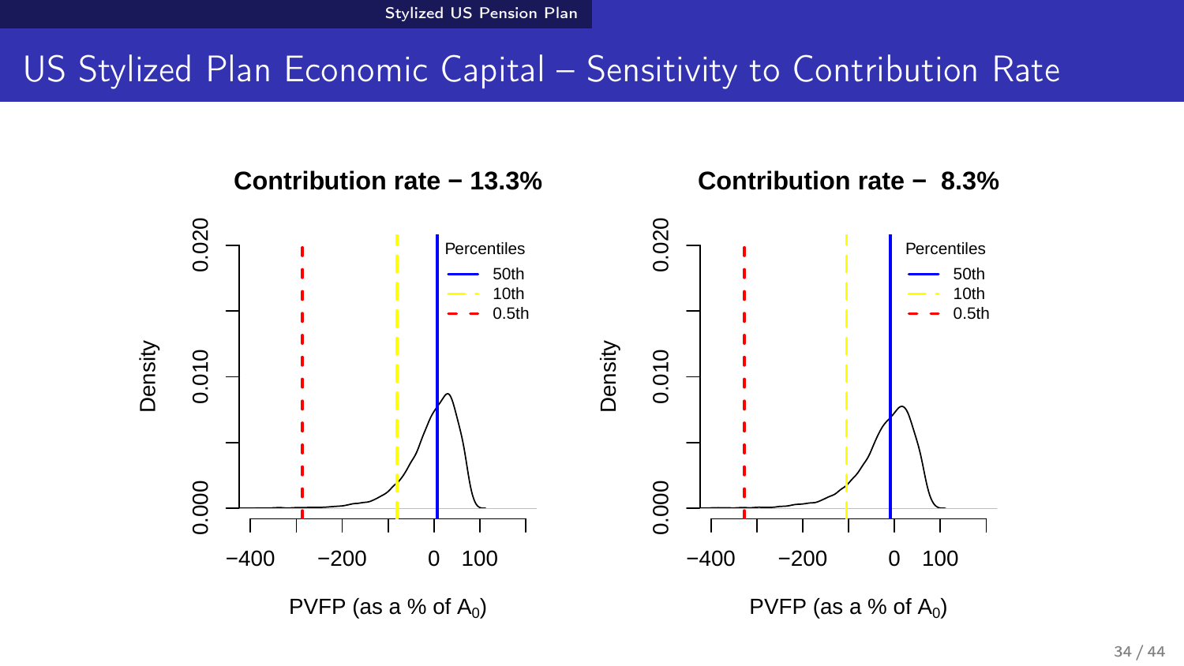# US Stylized Plan Economic Capital – Sensitivity to Contribution Rate

**Contribution rate − 13.3%**

Percentiles
- 50th
- 10th
- 0.5th

Density

PVFP (as a % of $A_0$)

**Contribution rate − 8.3%**

Percentiles
- 50th
- 10th
- 0.5th

Density

PVFP (as a % of $A_0$)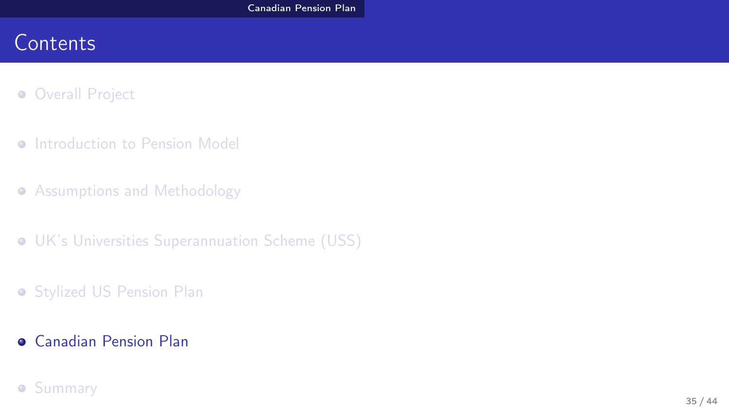## Contents

- Overall Project
- Introduction to Pension Model
- Assumptions and Methodology
- UK's Universities Superannuation Scheme (USS)
- Stylized US Pension Plan
- **Canadian Pension Plan**
- Summary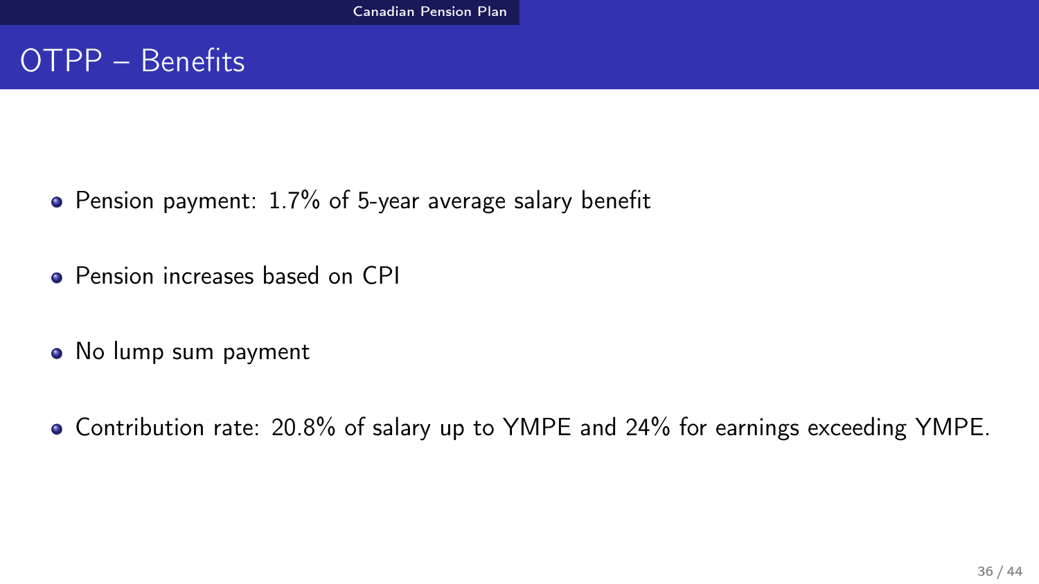# OTPP – Benefits

- Pension payment: 1.7% of 5-year average salary benefit
- Pension increases based on CPI
- No lump sum payment
- Contribution rate: 20.8% of salary up to YMPE and 24% for earnings exceeding YMPE.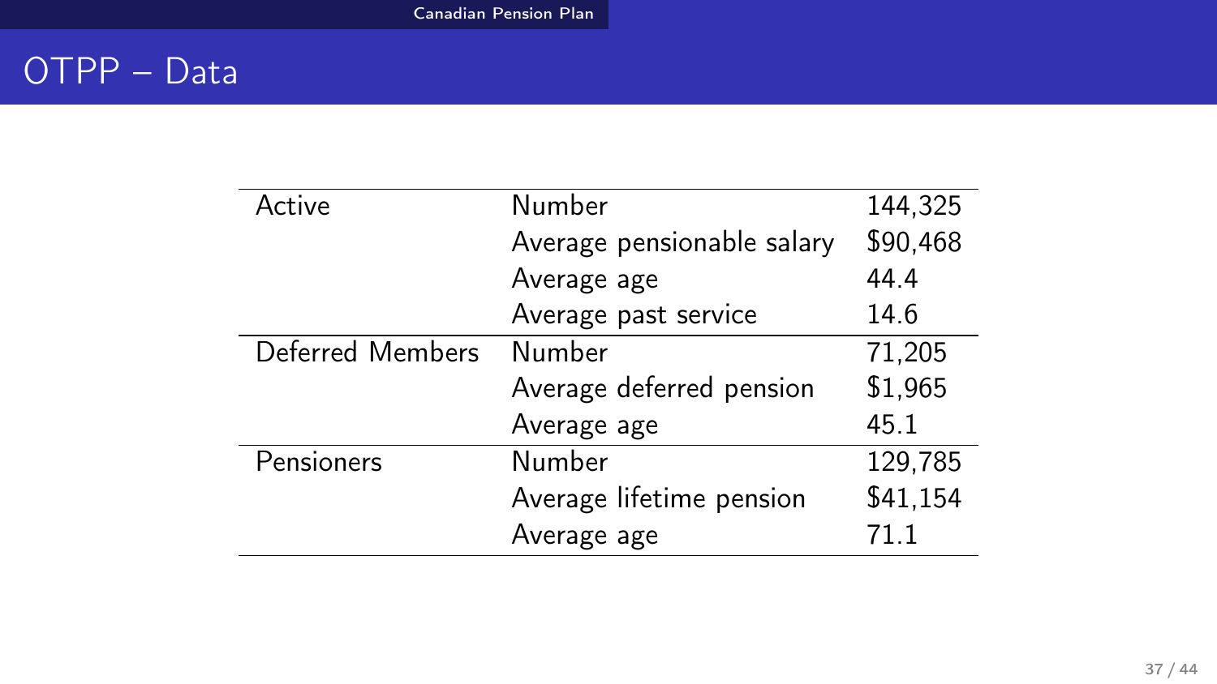## OTPP – Data

| | | |
|---|---|---|
| Active | Number | 144,325 |
| | Average pensionable salary | $90,468 |
| | Average age | 44.4 |
| | Average past service | 14.6 |
| Deferred Members | Number | 71,205 |
| | Average deferred pension | $1,965 |
| | Average age | 45.1 |
| Pensioners | Number | 129,785 |
| | Average lifetime pension | $41,154 |
| | Average age | 71.1 |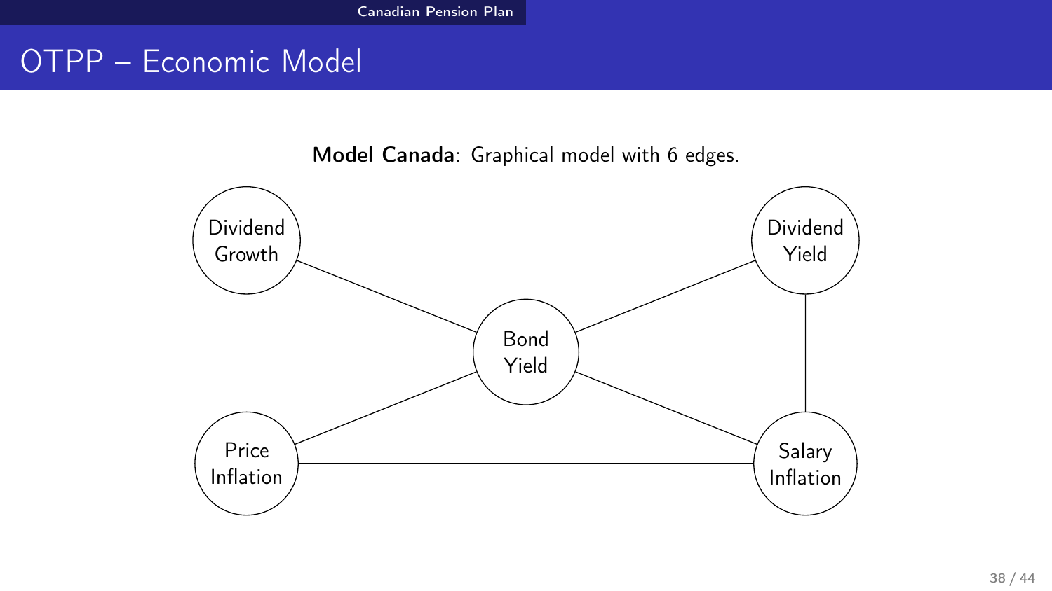# OTPP – Economic Model

**Model Canada**: Graphical model with 6 edges.

Dividend Growth

Dividend Yield

Bond Yield

Price Inflation

Salary Inflation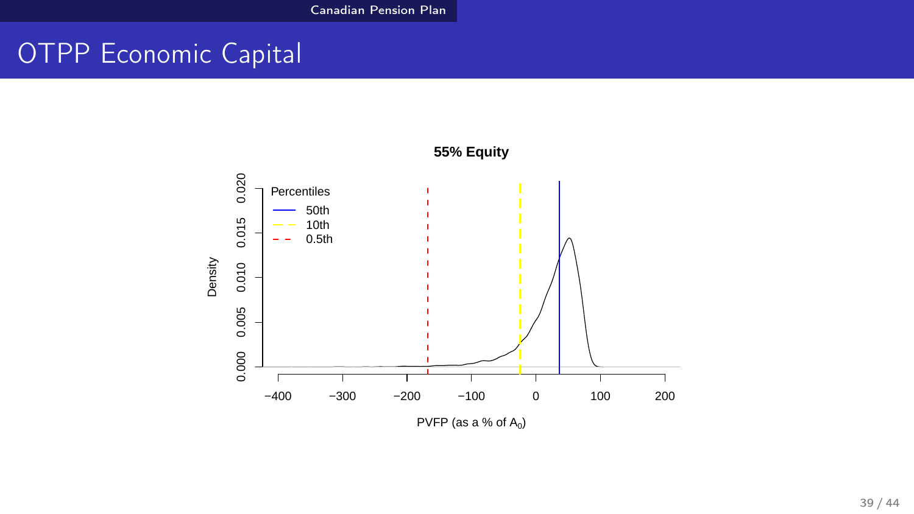# OTPP Economic Capital

**55% Equity**

Percentiles

- 50th
- 10th
- 0.5th

Density

PVFP (as a % of $A_0$)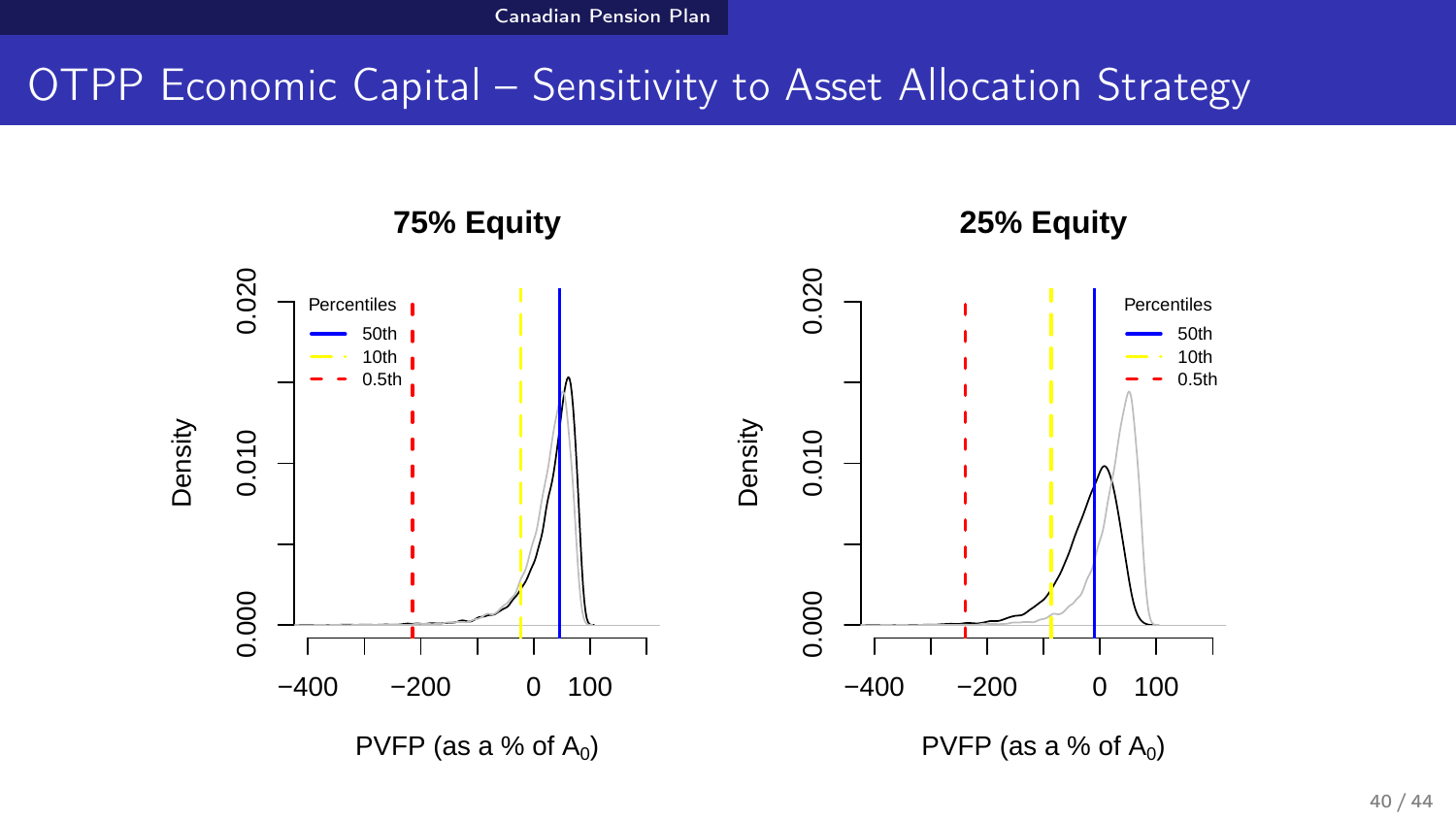# OTPP Economic Capital – Sensitivity to Asset Allocation Strategy

**75% Equity**

Percentiles
- 50th
- 10th
- 0.5th

Density

PVFP (as a % of $A_0$)

**25% Equity**

Percentiles
- 50th
- 10th
- 0.5th

Density

PVFP (as a % of $A_0$)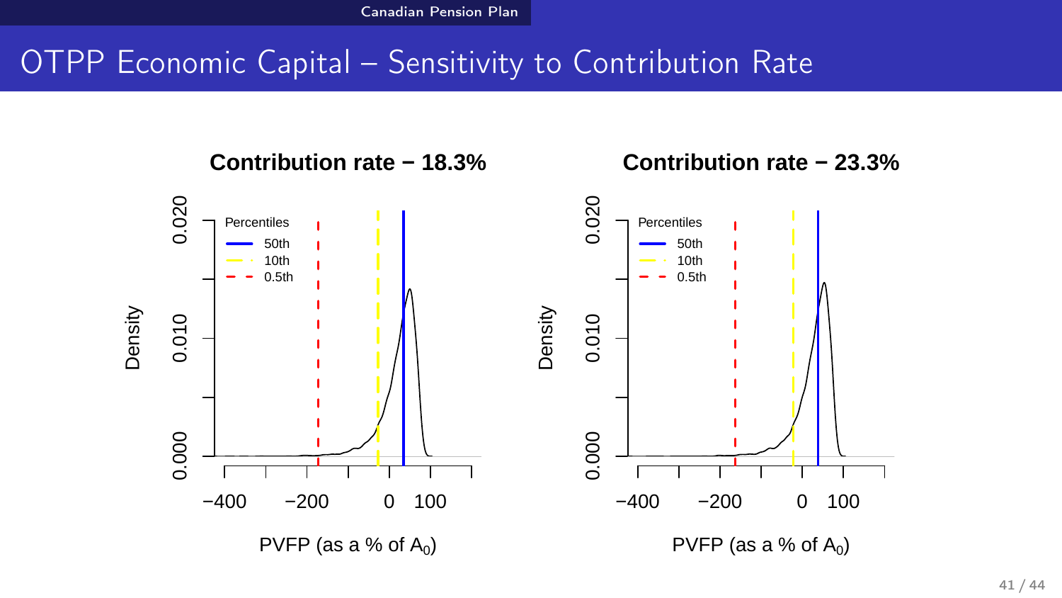# OTPP Economic Capital – Sensitivity to Contribution Rate

**Contribution rate − 18.3%**

**Contribution rate − 23.3%**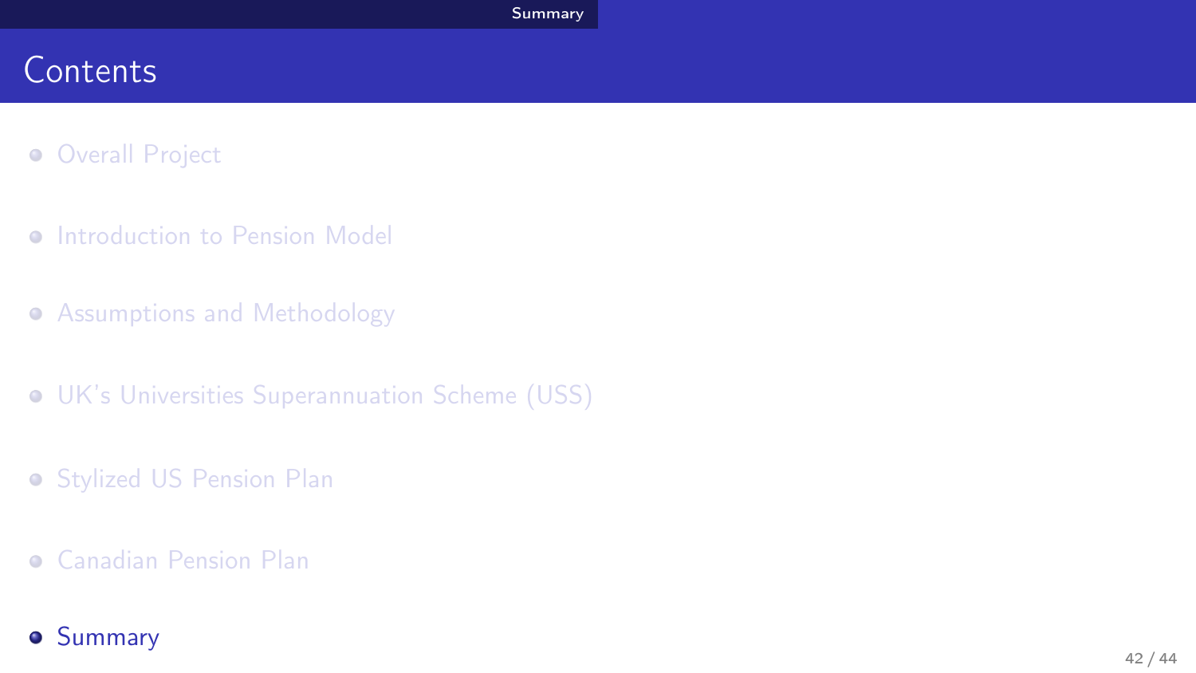# Contents

- Overall Project
- Introduction to Pension Model
- Assumptions and Methodology
- UK's Universities Superannuation Scheme (USS)
- Stylized US Pension Plan
- Canadian Pension Plan
- Summary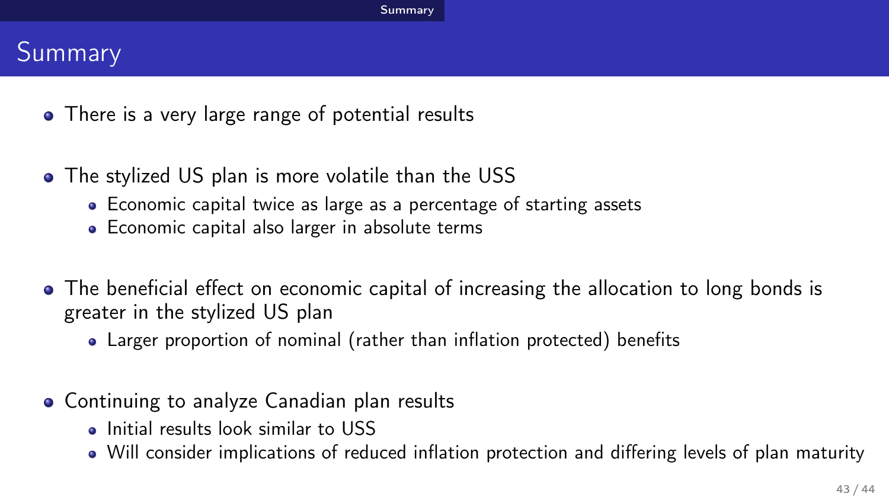# Summary

- There is a very large range of potential results
- The stylized US plan is more volatile than the USS
  - Economic capital twice as large as a percentage of starting assets
  - Economic capital also larger in absolute terms
- The beneficial effect on economic capital of increasing the allocation to long bonds is greater in the stylized US plan
  - Larger proportion of nominal (rather than inflation protected) benefits
- Continuing to analyze Canadian plan results
  - Initial results look similar to USS
  - Will consider implications of reduced inflation protection and differing levels of plan maturity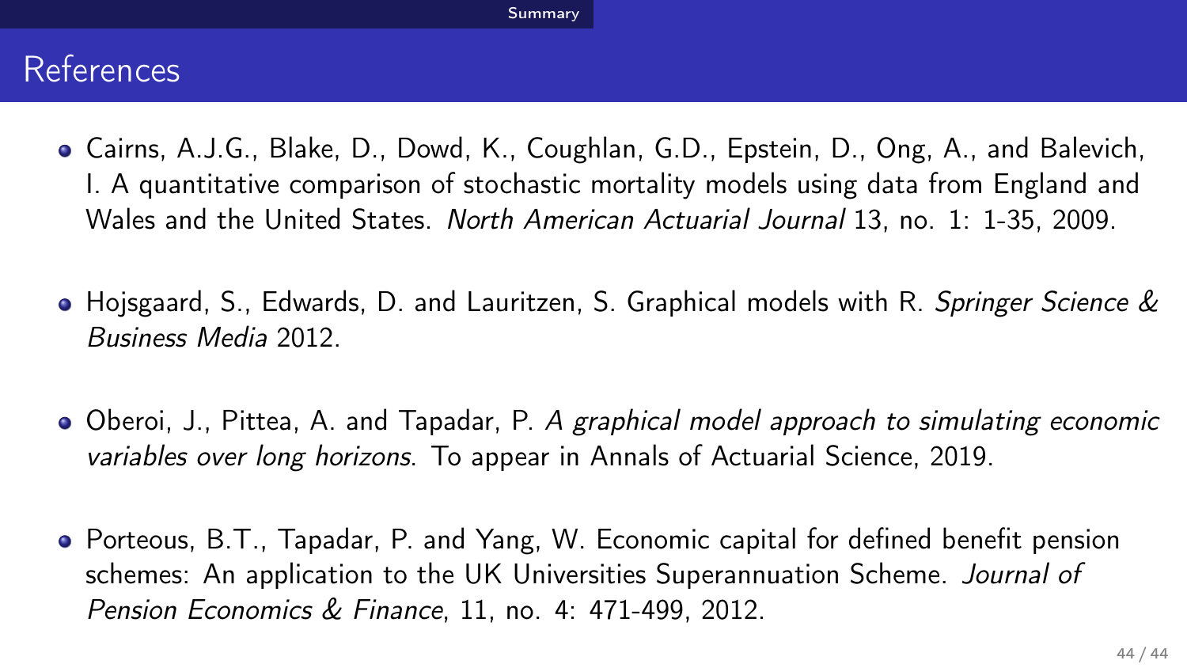# References

- Cairns, A.J.G., Blake, D., Dowd, K., Coughlan, G.D., Epstein, D., Ong, A., and Balevich, I. A quantitative comparison of stochastic mortality models using data from England and Wales and the United States. *North American Actuarial Journal* 13, no. 1: 1-35, 2009.

- Hojsgaard, S., Edwards, D. and Lauritzen, S. Graphical models with R. *Springer Science & Business Media* 2012.

- Oberoi, J., Pittea, A. and Tapadar, P. *A graphical model approach to simulating economic variables over long horizons*. To appear in Annals of Actuarial Science, 2019.

- Porteous, B.T., Tapadar, P. and Yang, W. Economic capital for defined benefit pension schemes: An application to the UK Universities Superannuation Scheme. *Journal of Pension Economics & Finance*, 11, no. 4: 471-499, 2012.